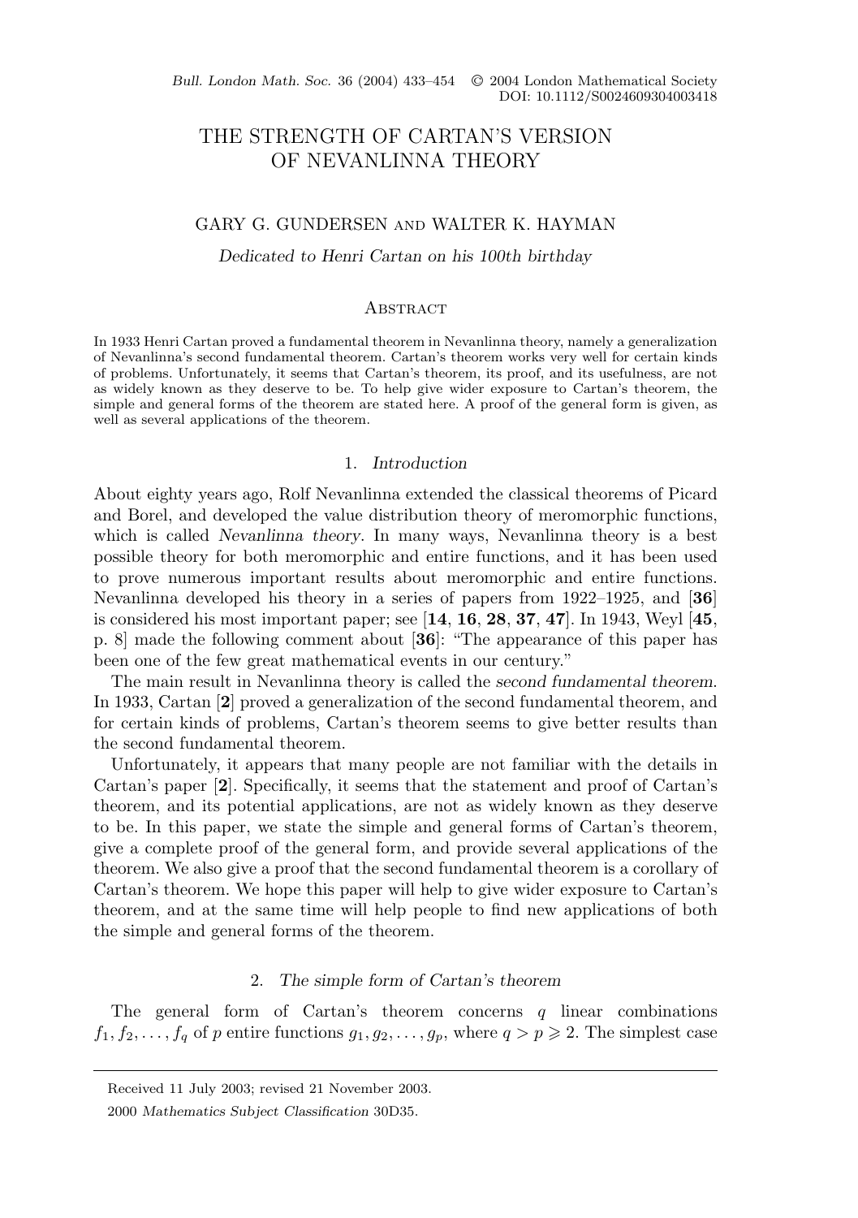# THE STRENGTH OF CARTAN'S VERSION OF NEVANLINNA THEORY

GARY G. GUNDERSEN and WALTER K. HAYMAN

*Dedicated to Henri Cartan on his 100th birthday*

## Abstract

In 1933 Henri Cartan proved a fundamental theorem in Nevanlinna theory, namely a generalization of Nevanlinna's second fundamental theorem. Cartan's theorem works very well for certain kinds of problems. Unfortunately, it seems that Cartan's theorem, its proof, and its usefulness, are not as widely known as they deserve to be. To help give wider exposure to Cartan's theorem, the simple and general forms of the theorem are stated here. A proof of the general form is given, as well as several applications of the theorem.

## 1. *Introduction*

About eighty years ago, Rolf Nevanlinna extended the classical theorems of Picard and Borel, and developed the value distribution theory of meromorphic functions, which is called *Nevanlinna theory*. In many ways, Nevanlinna theory is a best possible theory for both meromorphic and entire functions, and it has been used to prove numerous important results about meromorphic and entire functions. Nevanlinna developed his theory in a series of papers from 1922–1925, and [**36**] is considered his most important paper; see [**14**, **16**, **28**, **37**, **47**]. In 1943, Weyl [**45**, p. 8] made the following comment about [**36**]: "The appearance of this paper has been one of the few great mathematical events in our century."

The main result in Nevanlinna theory is called the *second fundamental theorem*. In 1933, Cartan [**2**] proved a generalization of the second fundamental theorem, and for certain kinds of problems, Cartan's theorem seems to give better results than the second fundamental theorem.

Unfortunately, it appears that many people are not familiar with the details in Cartan's paper [**2**]. Specifically, it seems that the statement and proof of Cartan's theorem, and its potential applications, are not as widely known as they deserve to be. In this paper, we state the simple and general forms of Cartan's theorem, give a complete proof of the general form, and provide several applications of the theorem. We also give a proof that the second fundamental theorem is a corollary of Cartan's theorem. We hope this paper will help to give wider exposure to Cartan's theorem, and at the same time will help people to find new applications of both the simple and general forms of the theorem.

## 2. *The simple form of Cartan's theorem*

The general form of Cartan's theorem concerns $q$ linear combinations $f_1, f_2, \ldots, f_q$ of $p$ entire functions $g_1, g_2, \ldots, g_p$, where $q > p \geqslant 2$. The simplest case

Received 11 July 2003; revised 21 November 2003.

2000 *Mathematics Subject Classification* 30D35.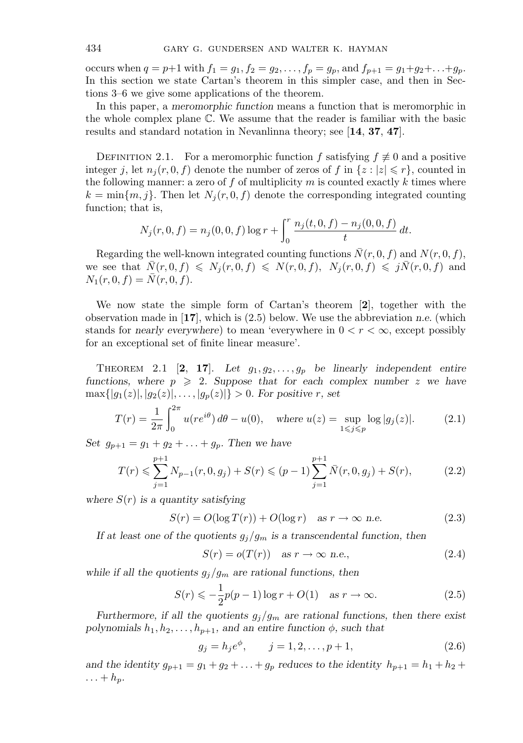occurs when $q = p+1$ with $f_1 = g_1, f_2 = g_2, \dots, f_p = g_p$, and $f_{p+1} = g_1+g_2+\dots+g_p$. In this section we state Cartan's theorem in this simpler case, and then in Sections 3–6 we give some applications of the theorem.

In this paper, a *meromorphic function* means a function that is meromorphic in the whole complex plane $\mathbb{C}$. We assume that the reader is familiar with the basic results and standard notation in Nevanlinna theory; see [**14**, **37**, **47**].

Definition 2.1. For a meromorphic function $f$ satisfying $f \not\equiv 0$ and a positive integer $j$, let $n_j(r, 0, f)$ denote the number of zeros of $f$ in $\{z : |z| \leqslant r\}$, counted in the following manner: a zero of $f$ of multiplicity $m$ is counted exactly $k$ times where $k = \min\{m, j\}$. Then let $N_j(r, 0, f)$ denote the corresponding integrated counting function; that is,

$$N_j(r, 0, f) = n_j(0, 0, f) \log r + \int_0^r \frac{n_j(t, 0, f) - n_j(0, 0, f)}{t}\, dt.$$

Regarding the well-known integrated counting functions $\bar{N}(r, 0, f)$ and $N(r, 0, f)$, we see that $\bar{N}(r, 0, f) \leqslant N_j(r, 0, f) \leqslant N(r, 0, f)$, $N_j(r, 0, f) \leqslant j\bar{N}(r, 0, f)$ and $N_1(r, 0, f) = \bar{N}(r, 0, f)$.

We now state the simple form of Cartan's theorem [**2**], together with the observation made in [**17**], which is (2.5) below. We use the abbreviation *n.e.* (which stands for *nearly everywhere*) to mean 'everywhere in $0 < r < \infty$, except possibly for an exceptional set of finite linear measure'.

Theorem 2.1 [**2**, **17**]. *Let $g_1, g_2, \dots, g_p$ be linearly independent entire functions, where $p \geqslant 2$. Suppose that for each complex number $z$ we have $\max\{|g_1(z)|, |g_2(z)|, \dots, |g_p(z)|\} > 0$. For positive $r$, set*

$$T(r) = \frac{1}{2\pi} \int_0^{2\pi} u(re^{i\theta})\, d\theta - u(0), \quad \text{where } u(z) = \sup_{1 \leqslant j \leqslant p} \log|g_j(z)|. \tag{2.1}$$

*Set $g_{p+1} = g_1 + g_2 + \dots + g_p$. Then we have*

$$T(r) \leqslant \sum_{j=1}^{p+1} N_{p-1}(r, 0, g_j) + S(r) \leqslant (p-1) \sum_{j=1}^{p+1} \bar{N}(r, 0, g_j) + S(r), \tag{2.2}$$

*where $S(r)$ is a quantity satisfying*

$$S(r) = O(\log T(r)) + O(\log r) \quad \text{as } r \to \infty \text{ n.e.} \tag{2.3}$$

*If at least one of the quotients $g_j/g_m$ is a transcendental function, then*

$$S(r) = o(T(r)) \quad \text{as } r \to \infty \text{ n.e.}, \tag{2.4}$$

*while if all the quotients $g_j/g_m$ are rational functions, then*

$$S(r) \leqslant -\frac{1}{2}p(p-1)\log r + O(1) \quad \text{as } r \to \infty. \tag{2.5}$$

*Furthermore, if all the quotients $g_j/g_m$ are rational functions, then there exist polynomials $h_1, h_2, \dots, h_{p+1}$, and an entire function $\phi$, such that*

$$g_j = h_j e^{\phi}, \qquad j = 1, 2, \dots, p+1, \tag{2.6}$$

*and the identity $g_{p+1} = g_1 + g_2 + \dots + g_p$ reduces to the identity $h_{p+1} = h_1 + h_2 + \dots + h_p$.*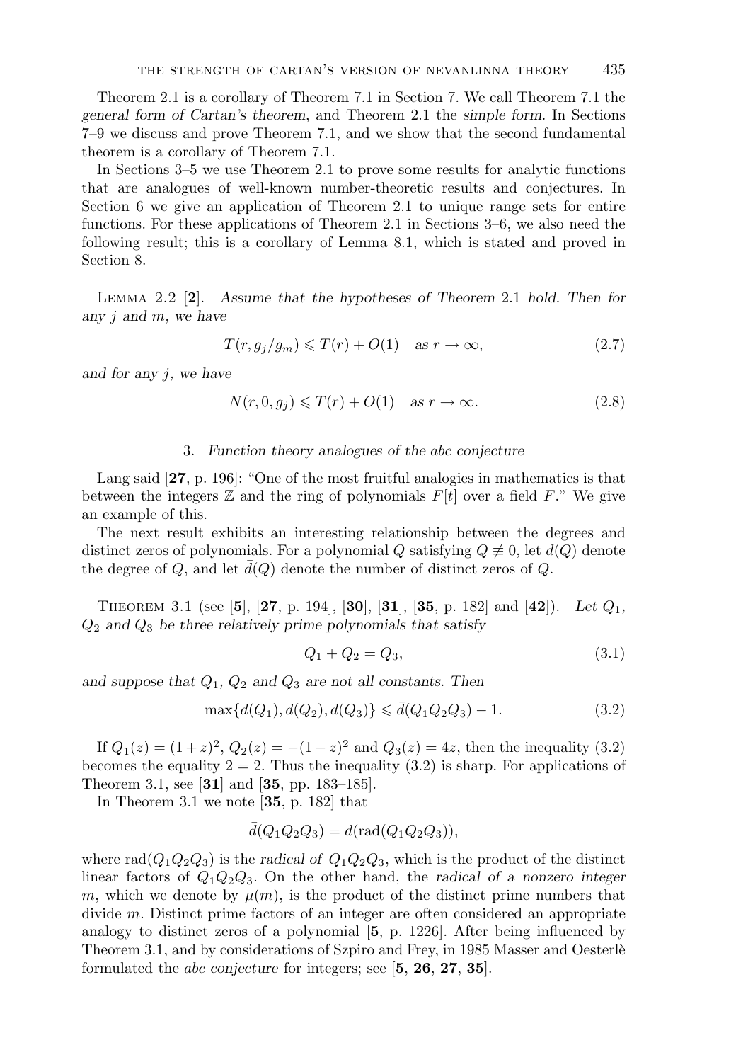Theorem 2.1 is a corollary of Theorem 7.1 in Section 7. We call Theorem 7.1 the *general form of Cartan's theorem*, and Theorem 2.1 the *simple form*. In Sections 7–9 we discuss and prove Theorem 7.1, and we show that the second fundamental theorem is a corollary of Theorem 7.1.

In Sections 3–5 we use Theorem 2.1 to prove some results for analytic functions that are analogues of well-known number-theoretic results and conjectures. In Section 6 we give an application of Theorem 2.1 to unique range sets for entire functions. For these applications of Theorem 2.1 in Sections 3–6, we also need the following result; this is a corollary of Lemma 8.1, which is stated and proved in Section 8.

Lemma 2.2 [**2**]. *Assume that the hypotheses of Theorem* 2.1 *hold. Then for any $j$ and $m$, we have*

$$T(r, g_j/g_m) \leqslant T(r) + O(1) \quad \text{as } r \to \infty, \tag{2.7}$$

*and for any $j$, we have*

$$N(r, 0, g_j) \leqslant T(r) + O(1) \quad \text{as } r \to \infty. \tag{2.8}$$

## 3. *Function theory analogues of the abc conjecture*

Lang said [**27**, p. 196]: "One of the most fruitful analogies in mathematics is that between the integers $\mathbb{Z}$ and the ring of polynomials $F[t]$ over a field $F$." We give an example of this.

The next result exhibits an interesting relationship between the degrees and distinct zeros of polynomials. For a polynomial $Q$ satisfying $Q \not\equiv 0$, let $d(Q)$ denote the degree of $Q$, and let $\bar{d}(Q)$ denote the number of distinct zeros of $Q$.

Theorem 3.1 (see [**5**], [**27**, p. 194], [**30**], [**31**], [**35**, p. 182] and [**42**]). *Let $Q_1$, $Q_2$ and $Q_3$ be three relatively prime polynomials that satisfy*

$$Q_1 + Q_2 = Q_3, \tag{3.1}$$

*and suppose that $Q_1$, $Q_2$ and $Q_3$ are not all constants. Then*

$$\max\{d(Q_1), d(Q_2), d(Q_3)\} \leqslant \bar{d}(Q_1 Q_2 Q_3) - 1. \tag{3.2}$$

If $Q_1(z) = (1+z)^2$, $Q_2(z) = -(1-z)^2$ and $Q_3(z) = 4z$, then the inequality (3.2) becomes the equality $2 = 2$. Thus the inequality (3.2) is sharp. For applications of Theorem 3.1, see [**31**] and [**35**, pp. 183–185].

In Theorem 3.1 we note [**35**, p. 182] that

$$\bar{d}(Q_1 Q_2 Q_3) = d(\operatorname{rad}(Q_1 Q_2 Q_3)),$$

where $\operatorname{rad}(Q_1 Q_2 Q_3)$ is the *radical of* $Q_1 Q_2 Q_3$, which is the product of the distinct linear factors of $Q_1 Q_2 Q_3$. On the other hand, the *radical of a nonzero integer* $m$, which we denote by $\mu(m)$, is the product of the distinct prime numbers that divide $m$. Distinct prime factors of an integer are often considered an appropriate analogy to distinct zeros of a polynomial [**5**, p. 1226]. After being influenced by Theorem 3.1, and by considerations of Szpiro and Frey, in 1985 Masser and Oesterlè formulated the *abc conjecture* for integers; see [**5**, **26**, **27**, **35**].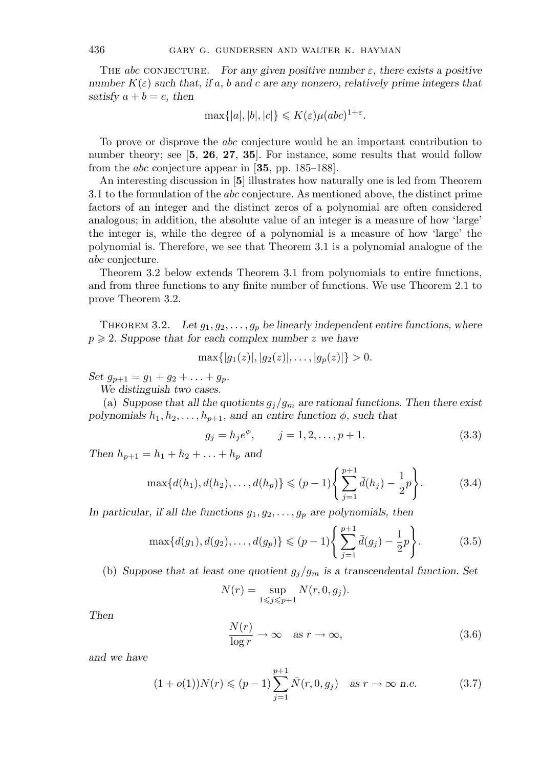The *abc* conjecture. *For any given positive number $\varepsilon$, there exists a positive number $K(\varepsilon)$ such that, if $a$, $b$ and $c$ are any nonzero, relatively prime integers that satisfy $a + b = c$, then*

$$\max\{|a|, |b|, |c|\} \leqslant K(\varepsilon)\mu(abc)^{1+\varepsilon}.$$

To prove or disprove the *abc* conjecture would be an important contribution to number theory; see [**5**, **26**, **27**, **35**]. For instance, some results that would follow from the *abc* conjecture appear in [**35**, pp. 185–188].

An interesting discussion in [**5**] illustrates how naturally one is led from Theorem 3.1 to the formulation of the *abc* conjecture. As mentioned above, the distinct prime factors of an integer and the distinct zeros of a polynomial are often considered analogous; in addition, the absolute value of an integer is a measure of how 'large' the integer is, while the degree of a polynomial is a measure of how 'large' the polynomial is. Therefore, we see that Theorem 3.1 is a polynomial analogue of the *abc* conjecture.

Theorem 3.2 below extends Theorem 3.1 from polynomials to entire functions, and from three functions to any finite number of functions. We use Theorem 2.1 to prove Theorem 3.2.

Theorem 3.2. *Let $g_1, g_2, \ldots, g_p$ be linearly independent entire functions, where $p \geqslant 2$. Suppose that for each complex number $z$ we have*

$$\max\{|g_1(z)|, |g_2(z)|, \ldots, |g_p(z)|\} > 0.$$

*Set $g_{p+1} = g_1 + g_2 + \ldots + g_p$.*

*We distinguish two cases.*

(a) *Suppose that all the quotients $g_j/g_m$ are rational functions. Then there exist polynomials $h_1, h_2, \ldots, h_{p+1}$, and an entire function $\phi$, such that*

$$g_j = h_j e^{\phi}, \qquad j = 1, 2, \ldots, p+1. \tag{3.3}$$

*Then $h_{p+1} = h_1 + h_2 + \ldots + h_p$ and*

$$\max\{d(h_1), d(h_2), \ldots, d(h_p)\} \leqslant (p-1)\left\{\sum_{j=1}^{p+1} \bar{d}(h_j) - \frac{1}{2}p\right\}. \tag{3.4}$$

*In particular, if all the functions $g_1, g_2, \ldots, g_p$ are polynomials, then*

$$\max\{d(g_1), d(g_2), \ldots, d(g_p)\} \leqslant (p-1)\left\{\sum_{j=1}^{p+1} \bar{d}(g_j) - \frac{1}{2}p\right\}. \tag{3.5}$$

(b) *Suppose that at least one quotient $g_j/g_m$ is a transcendental function. Set*

$$N(r) = \sup_{1 \leqslant j \leqslant p+1} N(r, 0, g_j).$$

*Then*

$$\frac{N(r)}{\log r} \to \infty \quad \text{as } r \to \infty, \tag{3.6}$$

*and we have*

$$(1 + o(1))N(r) \leqslant (p-1)\sum_{j=1}^{p+1} \bar{N}(r, 0, g_j) \quad \text{as } r \to \infty \text{ n.e.} \tag{3.7}$$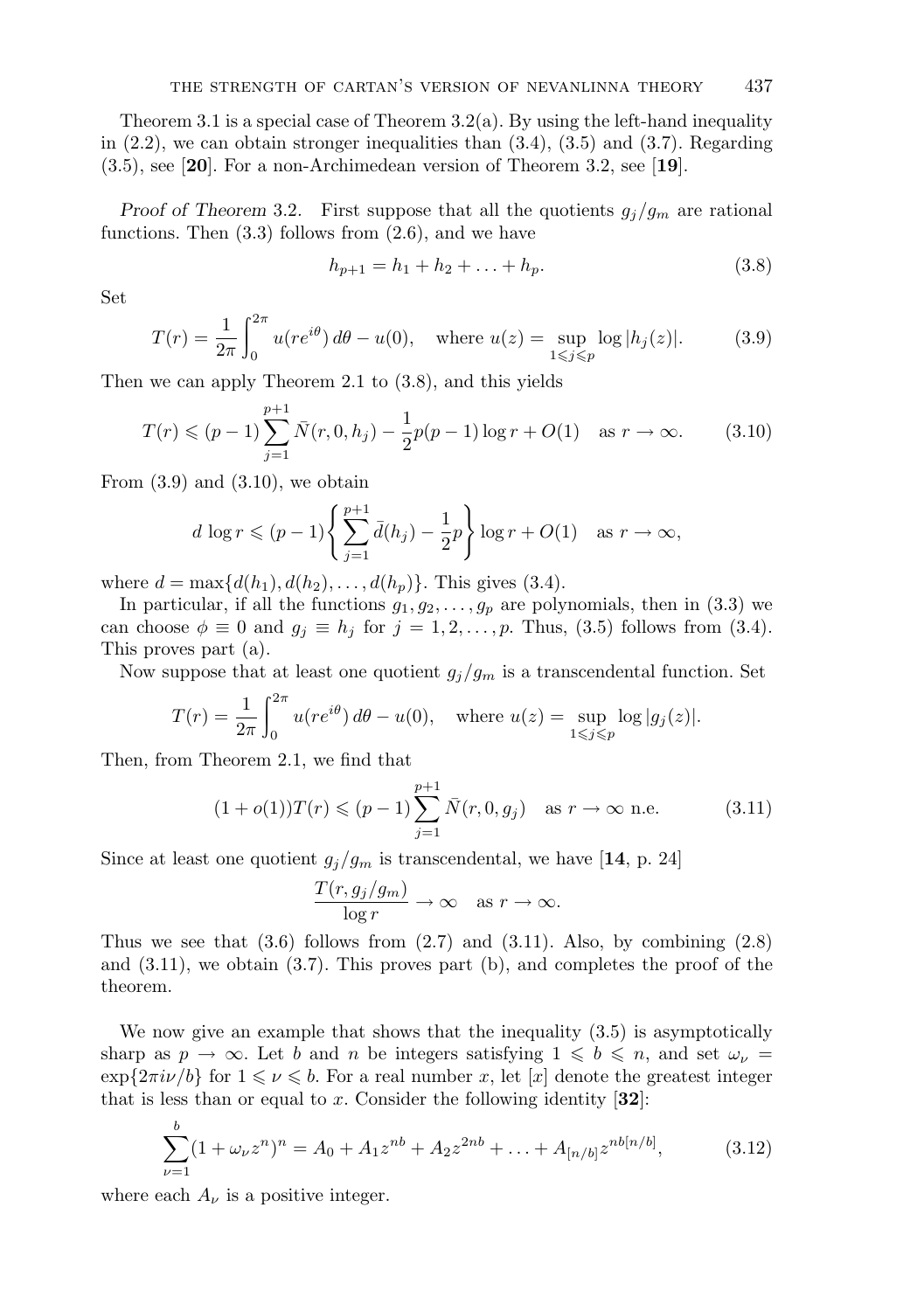Theorem 3.1 is a special case of Theorem 3.2(a). By using the left-hand inequality in (2.2), we can obtain stronger inequalities than (3.4), (3.5) and (3.7). Regarding (3.5), see [**20**]. For a non-Archimedean version of Theorem 3.2, see [**19**].

*Proof of Theorem* 3.2. First suppose that all the quotients $g_j/g_m$ are rational functions. Then (3.3) follows from (2.6), and we have

$$h_{p+1} = h_1 + h_2 + \ldots + h_p. \tag{3.8}$$

Set

$$T(r) = \frac{1}{2\pi}\int_0^{2\pi} u(re^{i\theta})\,d\theta - u(0), \quad \text{where } u(z) = \sup_{1\leqslant j\leqslant p} \log|h_j(z)|. \tag{3.9}$$

Then we can apply Theorem 2.1 to (3.8), and this yields

$$T(r) \leqslant (p-1)\sum_{j=1}^{p+1} \bar{N}(r,0,h_j) - \frac{1}{2}p(p-1)\log r + O(1) \quad \text{as } r\to\infty. \tag{3.10}$$

From (3.9) and (3.10), we obtain

$$d\,\log r \leqslant (p-1)\left\{\sum_{j=1}^{p+1} \bar{d}(h_j) - \frac{1}{2}p\right\}\log r + O(1) \quad \text{as } r\to\infty,$$

where $d = \max\{d(h_1), d(h_2), \ldots, d(h_p)\}$. This gives (3.4).

In particular, if all the functions $g_1, g_2, \ldots, g_p$ are polynomials, then in (3.3) we can choose $\phi \equiv 0$ and $g_j \equiv h_j$ for $j = 1, 2, \ldots, p$. Thus, (3.5) follows from (3.4). This proves part (a).

Now suppose that at least one quotient $g_j/g_m$ is a transcendental function. Set

$$T(r) = \frac{1}{2\pi}\int_0^{2\pi} u(re^{i\theta})\,d\theta - u(0), \quad \text{where } u(z) = \sup_{1\leqslant j\leqslant p} \log|g_j(z)|.$$

Then, from Theorem 2.1, we find that

$$(1+o(1))T(r) \leqslant (p-1)\sum_{j=1}^{p+1} \bar{N}(r,0,g_j) \quad \text{as } r\to\infty \text{ n.e.} \tag{3.11}$$

Since at least one quotient $g_j/g_m$ is transcendental, we have [**14**, p. 24]

$$\frac{T(r, g_j/g_m)}{\log r} \to \infty \quad \text{as } r\to\infty.$$

Thus we see that (3.6) follows from (2.7) and (3.11). Also, by combining (2.8) and (3.11), we obtain (3.7). This proves part (b), and completes the proof of the theorem.

We now give an example that shows that the inequality (3.5) is asymptotically sharp as $p\to\infty$. Let $b$ and $n$ be integers satisfying $1 \leqslant b \leqslant n$, and set $\omega_\nu = \exp\{2\pi i\nu/b\}$ for $1 \leqslant \nu \leqslant b$. For a real number $x$, let $[x]$ denote the greatest integer that is less than or equal to $x$. Consider the following identity [**32**]:

$$\sum_{\nu=1}^{b}(1+\omega_\nu z^n)^n = A_0 + A_1 z^{nb} + A_2 z^{2nb} + \ldots + A_{[n/b]} z^{nb[n/b]}, \tag{3.12}$$

where each $A_\nu$ is a positive integer.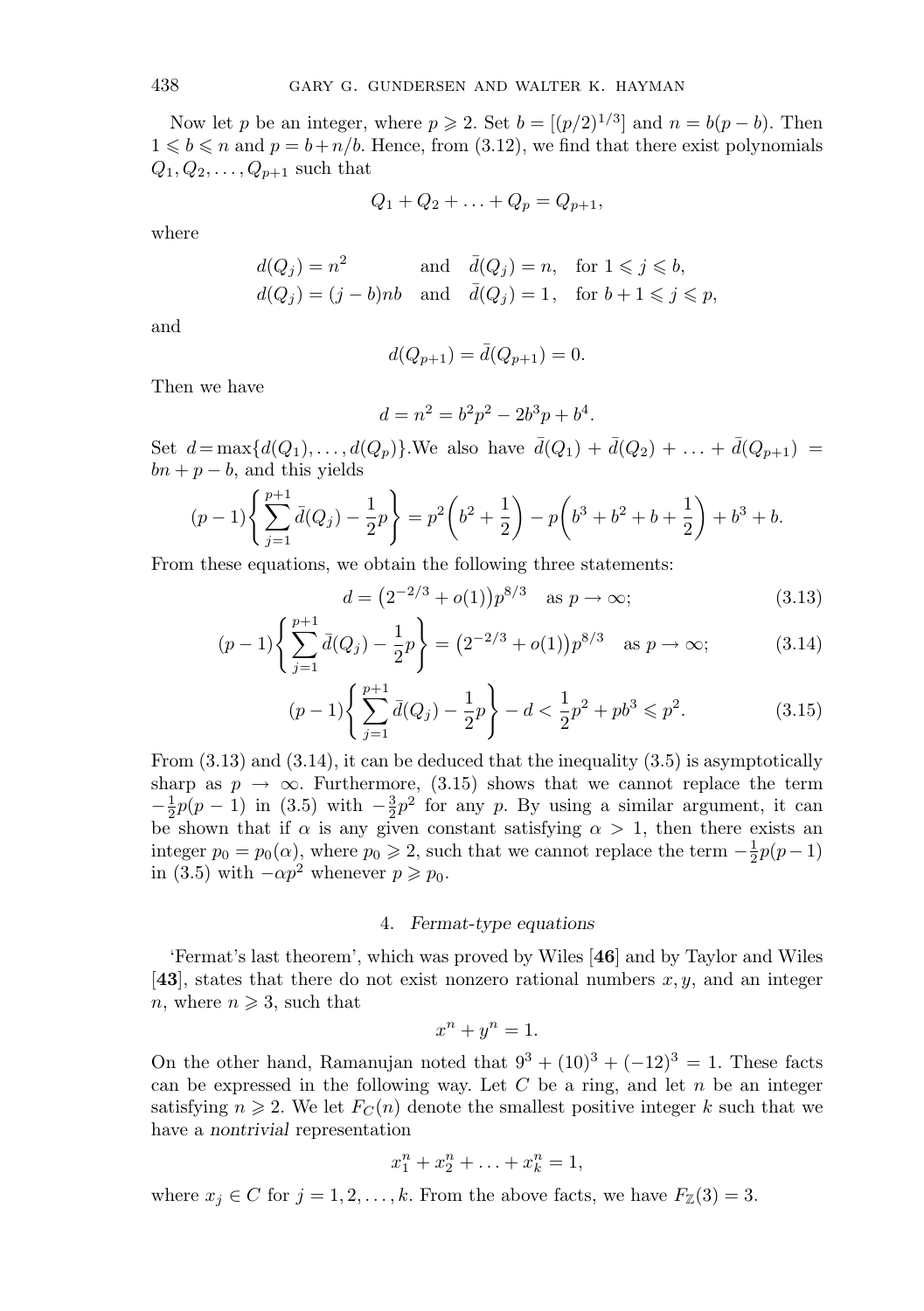Now let $p$ be an integer, where $p \geqslant 2$. Set $b = [(p/2)^{1/3}]$ and $n = b(p-b)$. Then $1 \leqslant b \leqslant n$ and $p = b + n/b$. Hence, from (3.12), we find that there exist polynomials $Q_1, Q_2, \ldots, Q_{p+1}$ such that

$$Q_1 + Q_2 + \ldots + Q_p = Q_{p+1},$$

where

$$\begin{aligned} d(Q_j) &= n^2 \quad &&\text{and} \quad \bar{d}(Q_j) = n, \quad \text{for } 1 \leqslant j \leqslant b, \\ d(Q_j) &= (j-b)nb \quad &&\text{and} \quad \bar{d}(Q_j) = 1, \quad \text{for } b+1 \leqslant j \leqslant p, \end{aligned}$$

and

$$d(Q_{p+1}) = \bar{d}(Q_{p+1}) = 0.$$

Then we have

$$d = n^2 = b^2p^2 - 2b^3p + b^4.$$

Set $d = \max\{d(Q_1), \ldots, d(Q_p)\}$.We also have $\bar{d}(Q_1) + \bar{d}(Q_2) + \ldots + \bar{d}(Q_{p+1}) = bn + p - b$, and this yields

$$(p-1)\left\{\sum_{j=1}^{p+1} \bar{d}(Q_j) - \frac{1}{2}p\right\} = p^2\left(b^2 + \frac{1}{2}\right) - p\left(b^3 + b^2 + b + \frac{1}{2}\right) + b^3 + b.$$

From these equations, we obtain the following three statements:

$$d = \left(2^{-2/3} + o(1)\right)p^{8/3} \quad \text{as } p \to \infty; \tag{3.13}$$

$$(p-1)\left\{\sum_{j=1}^{p+1} \bar{d}(Q_j) - \frac{1}{2}p\right\} = \left(2^{-2/3} + o(1)\right)p^{8/3} \quad \text{as } p \to \infty; \tag{3.14}$$

$$(p-1)\left\{\sum_{j=1}^{p+1} \bar{d}(Q_j) - \frac{1}{2}p\right\} - d < \frac{1}{2}p^2 + pb^3 \leqslant p^2. \tag{3.15}$$

From (3.13) and (3.14), it can be deduced that the inequality (3.5) is asymptotically sharp as $p \to \infty$. Furthermore, (3.15) shows that we cannot replace the term $-\frac{1}{2}p(p-1)$ in (3.5) with $-\frac{3}{2}p^2$ for any $p$. By using a similar argument, it can be shown that if $\alpha$ is any given constant satisfying $\alpha > 1$, then there exists an integer $p_0 = p_0(\alpha)$, where $p_0 \geqslant 2$, such that we cannot replace the term $-\frac{1}{2}p(p-1)$ in (3.5) with $-\alpha p^2$ whenever $p \geqslant p_0$.

## 4. *Fermat-type equations*

'Fermat's last theorem', which was proved by Wiles [**46**] and by Taylor and Wiles [**43**], states that there do not exist nonzero rational numbers $x, y$, and an integer $n$, where $n \geqslant 3$, such that

$$x^n + y^n = 1.$$

On the other hand, Ramanujan noted that $9^3 + (10)^3 + (-12)^3 = 1$. These facts can be expressed in the following way. Let $C$ be a ring, and let $n$ be an integer satisfying $n \geqslant 2$. We let $F_C(n)$ denote the smallest positive integer $k$ such that we have a *nontrivial* representation

$$x_1^n + x_2^n + \ldots + x_k^n = 1,$$

where $x_j \in C$ for $j = 1, 2, \ldots, k$. From the above facts, we have $F_{\mathbb{Z}}(3) = 3$.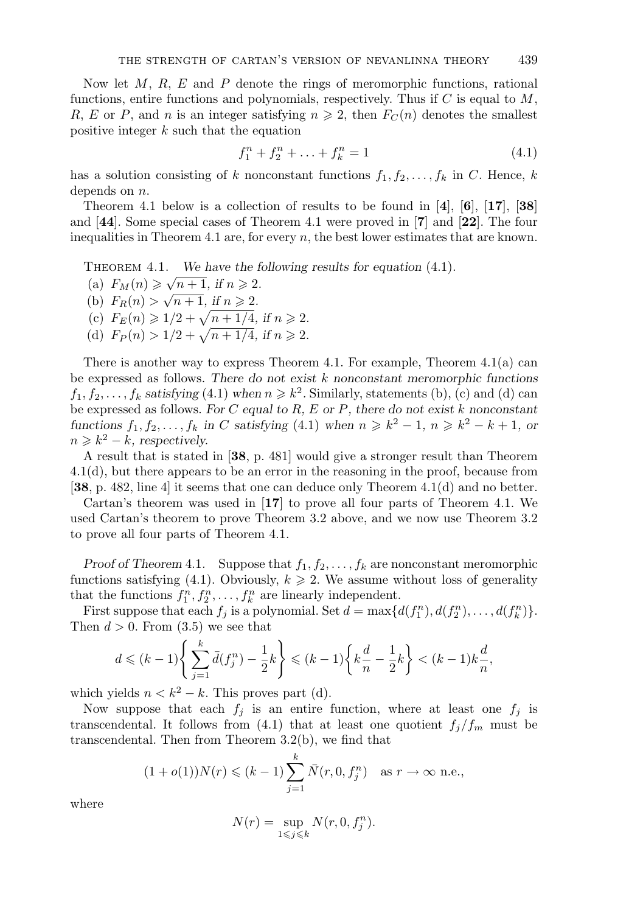Now let $M$, $R$, $E$ and $P$ denote the rings of meromorphic functions, rational functions, entire functions and polynomials, respectively. Thus if $C$ is equal to $M$, $R$, $E$ or $P$, and $n$ is an integer satisfying $n \geqslant 2$, then $F_C(n)$ denotes the smallest positive integer $k$ such that the equation

$$f_1^n + f_2^n + \ldots + f_k^n = 1 \tag{4.1}$$

has a solution consisting of $k$ nonconstant functions $f_1, f_2, \ldots, f_k$ in $C$. Hence, $k$ depends on $n$.

Theorem 4.1 below is a collection of results to be found in [**4**], [**6**], [**17**], [**38**] and [**44**]. Some special cases of Theorem 4.1 were proved in [**7**] and [**22**]. The four inequalities in Theorem 4.1 are, for every $n$, the best lower estimates that are known.

Theorem 4.1. *We have the following results for equation* (4.1).

(a) $F_M(n) \geqslant \sqrt{n+1}$, *if* $n \geqslant 2$.
(b) $F_R(n) > \sqrt{n+1}$, *if* $n \geqslant 2$.
(c) $F_E(n) \geqslant 1/2 + \sqrt{n+1/4}$, *if* $n \geqslant 2$.
(d) $F_P(n) > 1/2 + \sqrt{n+1/4}$, *if* $n \geqslant 2$.

There is another way to express Theorem 4.1. For example, Theorem 4.1(a) can be expressed as follows. *There do not exist $k$ nonconstant meromorphic functions $f_1, f_2, \ldots, f_k$ satisfying* (4.1) *when $n \geqslant k^2$*. Similarly, statements (b), (c) and (d) can be expressed as follows. *For $C$ equal to $R$, $E$ or $P$, there do not exist $k$ nonconstant functions $f_1, f_2, \ldots, f_k$ in $C$ satisfying* (4.1) *when $n \geqslant k^2 - 1$, $n \geqslant k^2 - k + 1$, or $n \geqslant k^2 - k$, respectively.*

A result that is stated in [**38**, p. 481] would give a stronger result than Theorem 4.1(d), but there appears to be an error in the reasoning in the proof, because from [**38**, p. 482, line 4] it seems that one can deduce only Theorem 4.1(d) and no better.

Cartan's theorem was used in [**17**] to prove all four parts of Theorem 4.1. We used Cartan's theorem to prove Theorem 3.2 above, and we now use Theorem 3.2 to prove all four parts of Theorem 4.1.

*Proof of Theorem* 4.1. Suppose that $f_1, f_2, \ldots, f_k$ are nonconstant meromorphic functions satisfying (4.1). Obviously, $k \geqslant 2$. We assume without loss of generality that the functions $f_1^n, f_2^n, \ldots, f_k^n$ are linearly independent.

First suppose that each $f_j$ is a polynomial. Set $d = \max\{d(f_1^n), d(f_2^n), \ldots, d(f_k^n)\}$. Then $d > 0$. From (3.5) we see that

$$d \leqslant (k-1)\left\{\sum_{j=1}^{k} \bar{d}(f_j^n) - \frac{1}{2}k\right\} \leqslant (k-1)\left\{k\frac{d}{n} - \frac{1}{2}k\right\} < (k-1)k\frac{d}{n},$$

which yields $n < k^2 - k$. This proves part (d).

Now suppose that each $f_j$ is an entire function, where at least one $f_j$ is transcendental. It follows from (4.1) that at least one quotient $f_j/f_m$ must be transcendental. Then from Theorem 3.2(b), we find that

$$(1 + o(1))N(r) \leqslant (k-1)\sum_{j=1}^{k} \bar{N}(r, 0, f_j^n) \quad \text{as } r \to \infty \text{ n.e.},$$

where

$$N(r) = \sup_{1 \leqslant j \leqslant k} N(r, 0, f_j^n).$$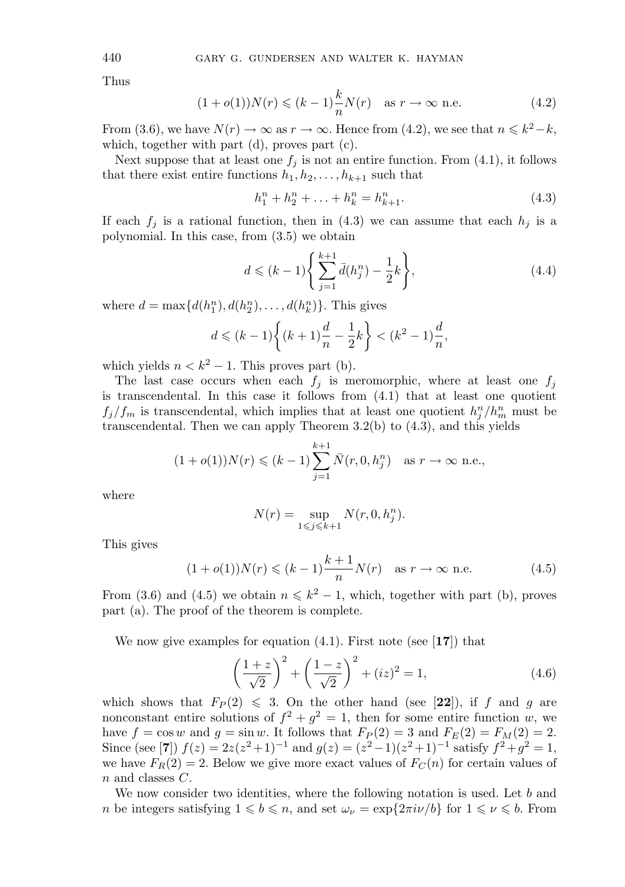Thus

$$(1+o(1))N(r) \leqslant (k-1)\frac{k}{n}N(r) \quad \text{as } r \to \infty \text{ n.e.} \tag{4.2}$$

From (3.6), we have $N(r) \to \infty$ as $r \to \infty$. Hence from (4.2), we see that $n \leqslant k^2 - k$, which, together with part (d), proves part (c).

Next suppose that at least one $f_j$ is not an entire function. From (4.1), it follows that there exist entire functions $h_1, h_2, \ldots, h_{k+1}$ such that

$$h_1^n + h_2^n + \ldots + h_k^n = h_{k+1}^n. \tag{4.3}$$

If each $f_j$ is a rational function, then in (4.3) we can assume that each $h_j$ is a polynomial. In this case, from (3.5) we obtain

$$d \leqslant (k-1)\left\{ \sum_{j=1}^{k+1} \bar{d}(h_j^n) - \frac{1}{2}k \right\}, \tag{4.4}$$

where $d = \max\{d(h_1^n), d(h_2^n), \ldots, d(h_k^n)\}$. This gives

$$d \leqslant (k-1)\left\{ (k+1)\frac{d}{n} - \frac{1}{2}k \right\} < (k^2-1)\frac{d}{n},$$

which yields $n < k^2 - 1$. This proves part (b).

The last case occurs when each $f_j$ is meromorphic, where at least one $f_j$ is transcendental. In this case it follows from (4.1) that at least one quotient $f_j/f_m$ is transcendental, which implies that at least one quotient $h_j^n/h_m^n$ must be transcendental. Then we can apply Theorem 3.2(b) to (4.3), and this yields

$$(1+o(1))N(r) \leqslant (k-1)\sum_{j=1}^{k+1} \bar{N}(r, 0, h_j^n) \quad \text{as } r \to \infty \text{ n.e.},$$

where

$$N(r) = \sup_{1 \leqslant j \leqslant k+1} N(r, 0, h_j^n).$$

This gives

$$(1+o(1))N(r) \leqslant (k-1)\frac{k+1}{n}N(r) \quad \text{as } r \to \infty \text{ n.e.} \tag{4.5}$$

From (3.6) and (4.5) we obtain $n \leqslant k^2 - 1$, which, together with part (b), proves part (a). The proof of the theorem is complete.

We now give examples for equation (4.1). First note (see [**17**]) that

$$\left(\frac{1+z}{\sqrt{2}}\right)^2 + \left(\frac{1-z}{\sqrt{2}}\right)^2 + (iz)^2 = 1, \tag{4.6}$$

which shows that $F_P(2) \leqslant 3$. On the other hand (see [**22**]), if $f$ and $g$ are nonconstant entire solutions of $f^2 + g^2 = 1$, then for some entire function $w$, we have $f = \cos w$ and $g = \sin w$. It follows that $F_P(2) = 3$ and $F_E(2) = F_M(2) = 2$. Since (see [**7**]) $f(z) = 2z(z^2+1)^{-1}$ and $g(z) = (z^2-1)(z^2+1)^{-1}$ satisfy $f^2 + g^2 = 1$, we have $F_R(2) = 2$. Below we give more exact values of $F_C(n)$ for certain values of $n$ and classes $C$.

We now consider two identities, where the following notation is used. Let $b$ and $n$ be integers satisfying $1 \leqslant b \leqslant n$, and set $\omega_\nu = \exp\{2\pi i\nu/b\}$ for $1 \leqslant \nu \leqslant b$. From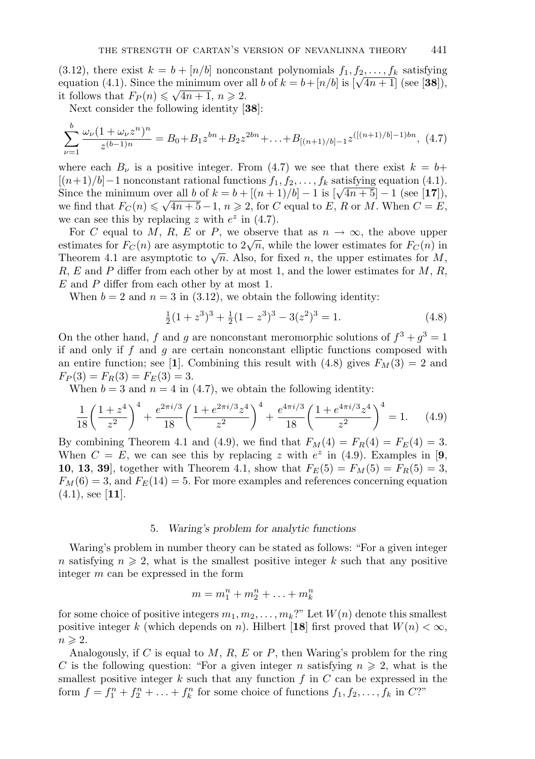(3.12), there exist $k = b + [n/b]$ nonconstant polynomials $f_1, f_2, \ldots, f_k$ satisfying equation (4.1). Since the minimum over all $b$ of $k = b + [n/b]$ is $[\sqrt{4n+1}]$ (see [**38**]), it follows that $F_P(n) \leqslant \sqrt{4n+1}$, $n \geqslant 2$.

Next consider the following identity [**38**]:

$$\sum_{\nu=1}^{b} \frac{\omega_\nu (1 + \omega_\nu z^n)^n}{z^{(b-1)n}} = B_0 + B_1 z^{bn} + B_2 z^{2bn} + \ldots + B_{[(n+1)/b]-1} z^{([(n+1)/b]-1)bn}, \quad (4.7)$$

where each $B_\nu$ is a positive integer. From (4.7) we see that there exist $k = b + [(n+1)/b] - 1$ nonconstant rational functions $f_1, f_2, \ldots, f_k$ satisfying equation (4.1). Since the minimum over all $b$ of $k = b + [(n+1)/b] - 1$ is $[\sqrt{4n+5}] - 1$ (see [**17**]), we find that $F_C(n) \leqslant \sqrt{4n+5} - 1$, $n \geqslant 2$, for $C$ equal to $E$, $R$ or $M$. When $C = E$, we can see this by replacing $z$ with $e^z$ in (4.7).

For $C$ equal to $M$, $R$, $E$ or $P$, we observe that as $n \to \infty$, the above upper estimates for $F_C(n)$ are asymptotic to $2\sqrt{n}$, while the lower estimates for $F_C(n)$ in Theorem 4.1 are asymptotic to $\sqrt{n}$. Also, for fixed $n$, the upper estimates for $M$, $R$, $E$ and $P$ differ from each other by at most 1, and the lower estimates for $M$, $R$, $E$ and $P$ differ from each other by at most 1.

When $b = 2$ and $n = 3$ in (3.12), we obtain the following identity:

$$\tfrac{1}{2}(1 + z^3)^3 + \tfrac{1}{2}(1 - z^3)^3 - 3(z^2)^3 = 1. \quad (4.8)$$

On the other hand, $f$ and $g$ are nonconstant meromorphic solutions of $f^3 + g^3 = 1$ if and only if $f$ and $g$ are certain nonconstant elliptic functions composed with an entire function; see [**1**]. Combining this result with (4.8) gives $F_M(3) = 2$ and $F_P(3) = F_R(3) = F_E(3) = 3$.

When $b = 3$ and $n = 4$ in (4.7), we obtain the following identity:

$$\frac{1}{18}\left(\frac{1+z^4}{z^2}\right)^4 + \frac{e^{2\pi i/3}}{18}\left(\frac{1+e^{2\pi i/3}z^4}{z^2}\right)^4 + \frac{e^{4\pi i/3}}{18}\left(\frac{1+e^{4\pi i/3}z^4}{z^2}\right)^4 = 1. \quad (4.9)$$

By combining Theorem 4.1 and (4.9), we find that $F_M(4) = F_R(4) = F_E(4) = 3$. When $C = E$, we can see this by replacing $z$ with $e^z$ in (4.9). Examples in [**9**, **10**, **13**, **39**], together with Theorem 4.1, show that $F_E(5) = F_M(5) = F_R(5) = 3$, $F_M(6) = 3$, and $F_E(14) = 5$. For more examples and references concerning equation (4.1), see [**11**].

## 5. *Waring's problem for analytic functions*

Waring's problem in number theory can be stated as follows: "For a given integer $n$ satisfying $n \geqslant 2$, what is the smallest positive integer $k$ such that any positive integer $m$ can be expressed in the form

$$m = m_1^n + m_2^n + \ldots + m_k^n$$

for some choice of positive integers $m_1, m_2, \ldots, m_k$?" Let $W(n)$ denote this smallest positive integer $k$ (which depends on $n$). Hilbert [**18**] first proved that $W(n) < \infty$, $n \geqslant 2$.

Analogously, if $C$ is equal to $M$, $R$, $E$ or $P$, then Waring's problem for the ring $C$ is the following question: "For a given integer $n$ satisfying $n \geqslant 2$, what is the smallest positive integer $k$ such that any function $f$ in $C$ can be expressed in the form $f = f_1^n + f_2^n + \ldots + f_k^n$ for some choice of functions $f_1, f_2, \ldots, f_k$ in $C$?"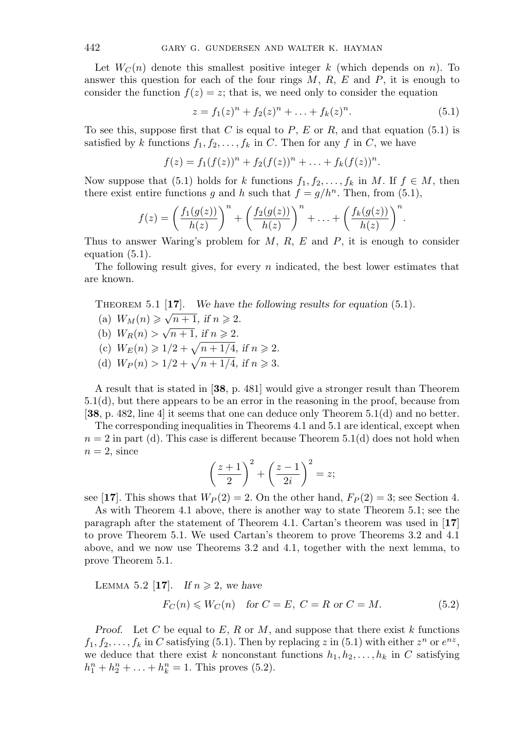Let $W_C(n)$ denote this smallest positive integer $k$ (which depends on $n$). To answer this question for each of the four rings $M$, $R$, $E$ and $P$, it is enough to consider the function $f(z) = z$; that is, we need only to consider the equation

$$z = f_1(z)^n + f_2(z)^n + \ldots + f_k(z)^n. \tag{5.1}$$

To see this, suppose first that $C$ is equal to $P$, $E$ or $R$, and that equation (5.1) is satisfied by $k$ functions $f_1, f_2, \ldots, f_k$ in $C$. Then for any $f$ in $C$, we have

$$f(z) = f_1(f(z))^n + f_2(f(z))^n + \ldots + f_k(f(z))^n.$$

Now suppose that (5.1) holds for $k$ functions $f_1, f_2, \ldots, f_k$ in $M$. If $f \in M$, then there exist entire functions $g$ and $h$ such that $f = g/h^n$. Then, from (5.1),

$$f(z) = \left(\frac{f_1(g(z))}{h(z)}\right)^n + \left(\frac{f_2(g(z))}{h(z)}\right)^n + \ldots + \left(\frac{f_k(g(z))}{h(z)}\right)^n.$$

Thus to answer Waring's problem for $M$, $R$, $E$ and $P$, it is enough to consider equation (5.1).

The following result gives, for every $n$ indicated, the best lower estimates that are known.

Theorem 5.1 [**17**]. *We have the following results for equation* (5.1).

(a) $W_M(n) \geqslant \sqrt{n+1}$, *if* $n \geqslant 2$.
(b) $W_R(n) > \sqrt{n+1}$, *if* $n \geqslant 2$.
(c) $W_E(n) \geqslant 1/2 + \sqrt{n + 1/4}$, *if* $n \geqslant 2$.
(d) $W_P(n) > 1/2 + \sqrt{n + 1/4}$, *if* $n \geqslant 3$.

A result that is stated in [**38**, p. 481] would give a stronger result than Theorem 5.1(d), but there appears to be an error in the reasoning in the proof, because from [**38**, p. 482, line 4] it seems that one can deduce only Theorem 5.1(d) and no better.

The corresponding inequalities in Theorems 4.1 and 5.1 are identical, except when $n = 2$ in part (d). This case is different because Theorem 5.1(d) does not hold when $n = 2$, since

$$\left(\frac{z+1}{2}\right)^2 + \left(\frac{z-1}{2i}\right)^2 = z;$$

see [**17**]. This shows that $W_P(2) = 2$. On the other hand, $F_P(2) = 3$; see Section 4.

As with Theorem 4.1 above, there is another way to state Theorem 5.1; see the paragraph after the statement of Theorem 4.1. Cartan's theorem was used in [**17**] to prove Theorem 5.1. We used Cartan's theorem to prove Theorems 3.2 and 4.1 above, and we now use Theorems 3.2 and 4.1, together with the next lemma, to prove Theorem 5.1.

Lemma 5.2 [**17**]. *If* $n \geqslant 2$, *we have*

$$F_C(n) \leqslant W_C(n) \quad \text{for } C = E,\ C = R \text{ or } C = M. \tag{5.2}$$

*Proof.* Let $C$ be equal to $E$, $R$ or $M$, and suppose that there exist $k$ functions $f_1, f_2, \ldots, f_k$ in $C$ satisfying (5.1). Then by replacing $z$ in (5.1) with either $z^n$ or $e^{nz}$, we deduce that there exist $k$ nonconstant functions $h_1, h_2, \ldots, h_k$ in $C$ satisfying $h_1^n + h_2^n + \ldots + h_k^n = 1$. This proves (5.2).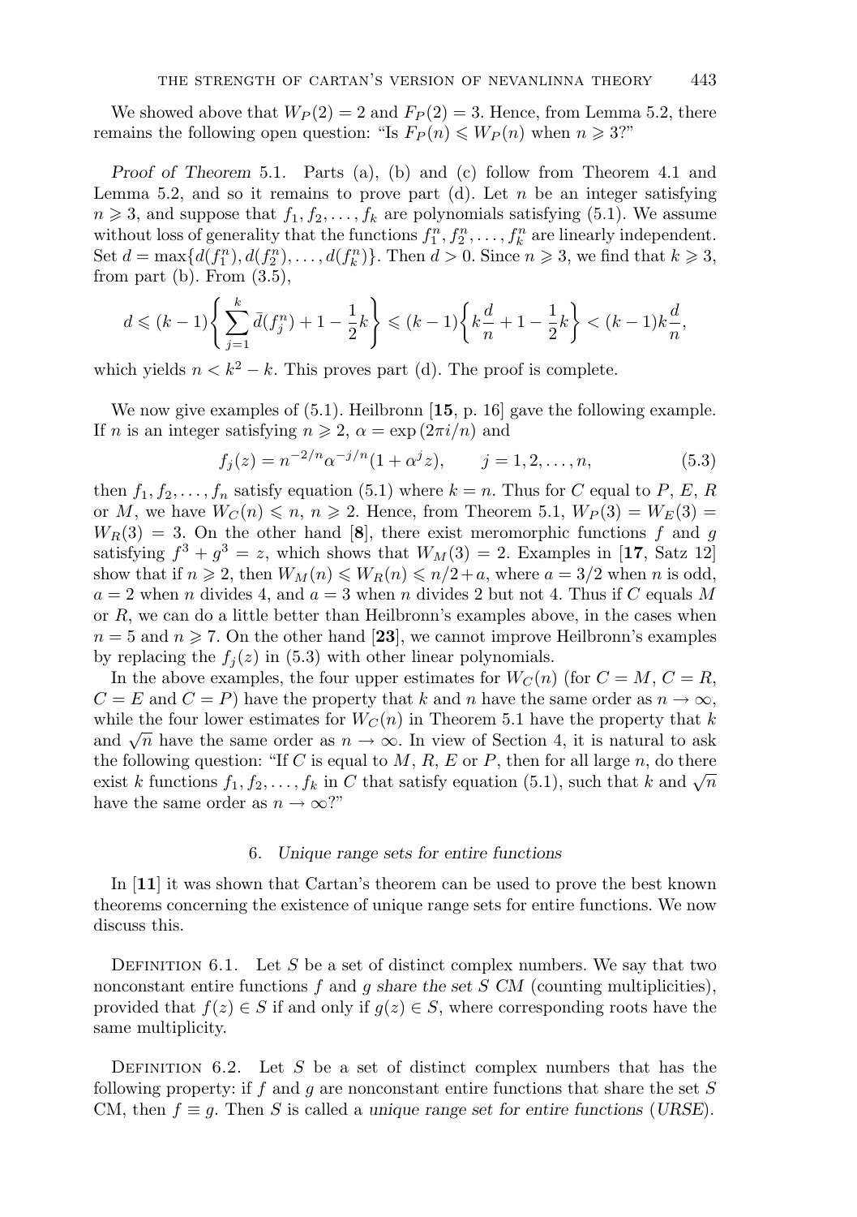We showed above that $W_P(2) = 2$ and $F_P(2) = 3$. Hence, from Lemma 5.2, there remains the following open question: "Is $F_P(n) \leqslant W_P(n)$ when $n \geqslant 3$?"

*Proof of Theorem* 5.1. Parts (a), (b) and (c) follow from Theorem 4.1 and Lemma 5.2, and so it remains to prove part (d). Let $n$ be an integer satisfying $n \geqslant 3$, and suppose that $f_1, f_2, \ldots, f_k$ are polynomials satisfying (5.1). We assume without loss of generality that the functions $f_1^n, f_2^n, \ldots, f_k^n$ are linearly independent. Set $d = \max\{d(f_1^n), d(f_2^n), \ldots, d(f_k^n)\}$. Then $d > 0$. Since $n \geqslant 3$, we find that $k \geqslant 3$, from part (b). From (3.5),

$$d \leqslant (k-1)\left\{\sum_{j=1}^{k} \bar{d}(f_j^n) + 1 - \frac{1}{2}k\right\} \leqslant (k-1)\left\{k\frac{d}{n} + 1 - \frac{1}{2}k\right\} < (k-1)k\frac{d}{n},$$

which yields $n < k^2 - k$. This proves part (d). The proof is complete.

We now give examples of (5.1). Heilbronn [**15**, p. 16] gave the following example. If $n$ is an integer satisfying $n \geqslant 2$, $\alpha = \exp(2\pi i/n)$ and

$$f_j(z) = n^{-2/n}\alpha^{-j/n}(1 + \alpha^j z), \qquad j = 1, 2, \ldots, n, \tag{5.3}$$

then $f_1, f_2, \ldots, f_n$ satisfy equation (5.1) where $k = n$. Thus for $C$ equal to $P$, $E$, $R$ or $M$, we have $W_C(n) \leqslant n$, $n \geqslant 2$. Hence, from Theorem 5.1, $W_P(3) = W_E(3) = W_R(3) = 3$. On the other hand [**8**], there exist meromorphic functions $f$ and $g$ satisfying $f^3 + g^3 = z$, which shows that $W_M(3) = 2$. Examples in [**17**, Satz 12] show that if $n \geqslant 2$, then $W_M(n) \leqslant W_R(n) \leqslant n/2 + a$, where $a = 3/2$ when $n$ is odd, $a = 2$ when $n$ divides 4, and $a = 3$ when $n$ divides 2 but not 4. Thus if $C$ equals $M$ or $R$, we can do a little better than Heilbronn's examples above, in the cases when $n = 5$ and $n \geqslant 7$. On the other hand [**23**], we cannot improve Heilbronn's examples by replacing the $f_j(z)$ in (5.3) with other linear polynomials.

In the above examples, the four upper estimates for $W_C(n)$ (for $C = M$, $C = R$, $C = E$ and $C = P$) have the property that $k$ and $n$ have the same order as $n \to \infty$, while the four lower estimates for $W_C(n)$ in Theorem 5.1 have the property that $k$ and $\sqrt{n}$ have the same order as $n \to \infty$. In view of Section 4, it is natural to ask the following question: "If $C$ is equal to $M$, $R$, $E$ or $P$, then for all large $n$, do there exist $k$ functions $f_1, f_2, \ldots, f_k$ in $C$ that satisfy equation (5.1), such that $k$ and $\sqrt{n}$ have the same order as $n \to \infty$?"

## 6. *Unique range sets for entire functions*

In [**11**] it was shown that Cartan's theorem can be used to prove the best known theorems concerning the existence of unique range sets for entire functions. We now discuss this.

Definition 6.1. Let $S$ be a set of distinct complex numbers. We say that two nonconstant entire functions $f$ and $g$ *share the set $S$ CM* (counting multiplicities), provided that $f(z) \in S$ if and only if $g(z) \in S$, where corresponding roots have the same multiplicity.

Definition 6.2. Let $S$ be a set of distinct complex numbers that has the following property: if $f$ and $g$ are nonconstant entire functions that share the set $S$ CM, then $f \equiv g$. Then $S$ is called a *unique range set for entire functions* (*URSE*).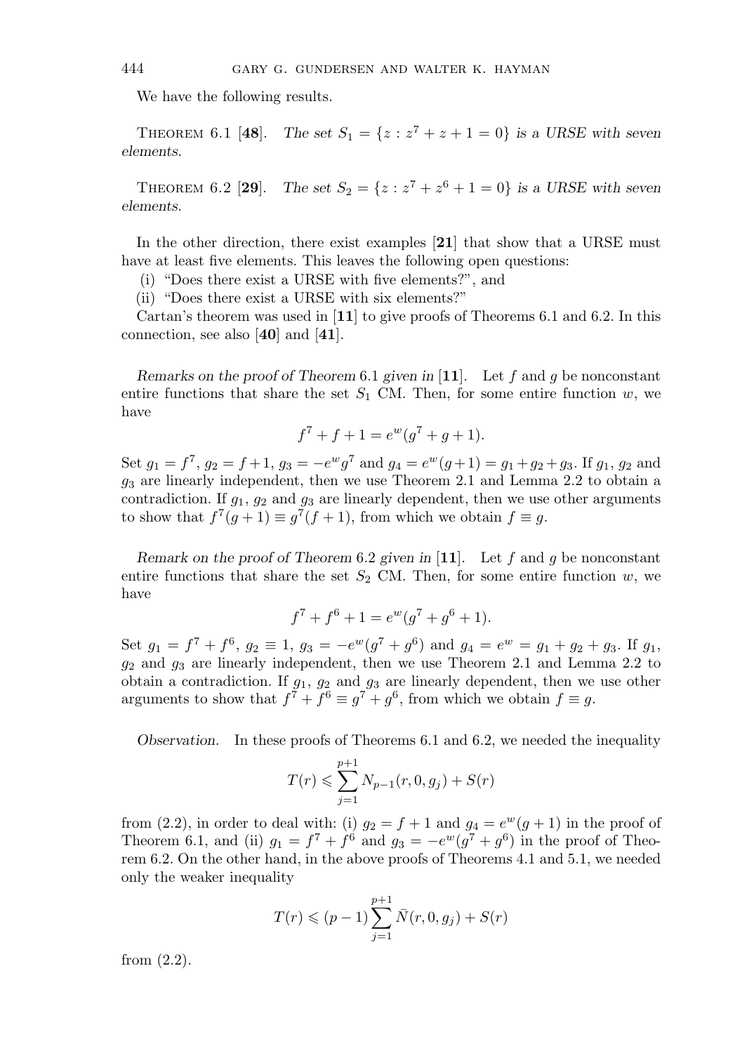We have the following results.

Theorem 6.1 [**48**]. *The set $S_1 = \{z : z^7 + z + 1 = 0\}$ is a URSE with seven elements.*

Theorem 6.2 [**29**]. *The set $S_2 = \{z : z^7 + z^6 + 1 = 0\}$ is a URSE with seven elements.*

In the other direction, there exist examples [**21**] that show that a URSE must have at least five elements. This leaves the following open questions:

(i) "Does there exist a URSE with five elements?", and

(ii) "Does there exist a URSE with six elements?"

Cartan's theorem was used in [**11**] to give proofs of Theorems 6.1 and 6.2. In this connection, see also [**40**] and [**41**].

*Remarks on the proof of Theorem* 6.1 *given in* [**11**]. Let $f$ and $g$ be nonconstant entire functions that share the set $S_1$ CM. Then, for some entire function $w$, we have

$$f^7 + f + 1 = e^w(g^7 + g + 1).$$

Set $g_1 = f^7$, $g_2 = f + 1$, $g_3 = -e^w g^7$ and $g_4 = e^w(g+1) = g_1 + g_2 + g_3$. If $g_1$, $g_2$ and $g_3$ are linearly independent, then we use Theorem 2.1 and Lemma 2.2 to obtain a contradiction. If $g_1$, $g_2$ and $g_3$ are linearly dependent, then we use other arguments to show that $f^7(g+1) \equiv g^7(f+1)$, from which we obtain $f \equiv g$.

*Remark on the proof of Theorem* 6.2 *given in* [**11**]. Let $f$ and $g$ be nonconstant entire functions that share the set $S_2$ CM. Then, for some entire function $w$, we have

$$f^7 + f^6 + 1 = e^w(g^7 + g^6 + 1).$$

Set $g_1 = f^7 + f^6$, $g_2 \equiv 1$, $g_3 = -e^w(g^7 + g^6)$ and $g_4 = e^w = g_1 + g_2 + g_3$. If $g_1$, $g_2$ and $g_3$ are linearly independent, then we use Theorem 2.1 and Lemma 2.2 to obtain a contradiction. If $g_1$, $g_2$ and $g_3$ are linearly dependent, then we use other arguments to show that $f^7 + f^6 \equiv g^7 + g^6$, from which we obtain $f \equiv g$.

*Observation.* In these proofs of Theorems 6.1 and 6.2, we needed the inequality

$$T(r) \leqslant \sum_{j=1}^{p+1} N_{p-1}(r, 0, g_j) + S(r)$$

from (2.2), in order to deal with: (i) $g_2 = f + 1$ and $g_4 = e^w(g+1)$ in the proof of Theorem 6.1, and (ii) $g_1 = f^7 + f^6$ and $g_3 = -e^w(g^7 + g^6)$ in the proof of Theorem 6.2. On the other hand, in the above proofs of Theorems 4.1 and 5.1, we needed only the weaker inequality

$$T(r) \leqslant (p-1) \sum_{j=1}^{p+1} \bar{N}(r, 0, g_j) + S(r)$$

from (2.2).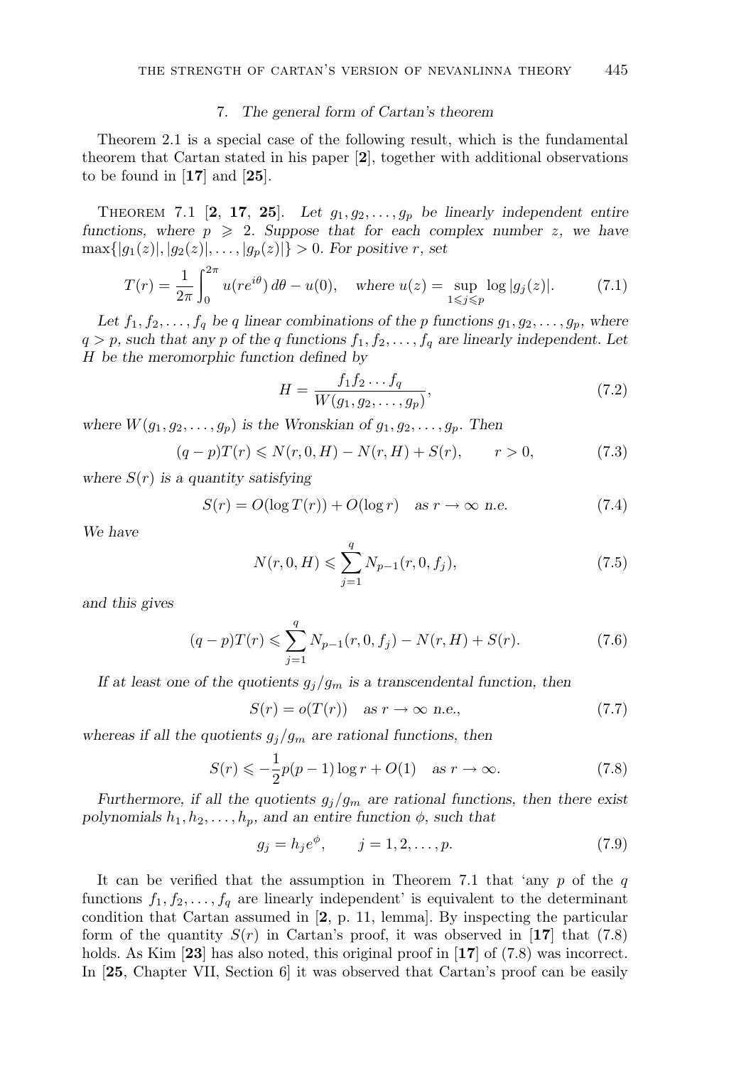## 7. *The general form of Cartan's theorem*

Theorem 2.1 is a special case of the following result, which is the fundamental theorem that Cartan stated in his paper [**2**], together with additional observations to be found in [**17**] and [**25**].

Theorem 7.1 [**2**, **17**, **25**]. *Let $g_1, g_2, \ldots, g_p$ be linearly independent entire functions, where $p \geqslant 2$. Suppose that for each complex number $z$, we have $\max\{|g_1(z)|, |g_2(z)|, \ldots, |g_p(z)|\} > 0$. For positive $r$, set*

$$T(r) = \frac{1}{2\pi}\int_0^{2\pi} u(re^{i\theta})\, d\theta - u(0), \quad \text{where } u(z) = \sup_{1 \leqslant j \leqslant p} \log |g_j(z)|. \tag{7.1}$$

*Let $f_1, f_2, \ldots, f_q$ be $q$ linear combinations of the $p$ functions $g_1, g_2, \ldots, g_p$, where $q > p$, such that any $p$ of the $q$ functions $f_1, f_2, \ldots, f_q$ are linearly independent. Let $H$ be the meromorphic function defined by*

$$H = \frac{f_1 f_2 \ldots f_q}{W(g_1, g_2, \ldots, g_p)}, \tag{7.2}$$

*where $W(g_1, g_2, \ldots, g_p)$ is the Wronskian of $g_1, g_2, \ldots, g_p$. Then*

$$(q-p)T(r) \leqslant N(r, 0, H) - N(r, H) + S(r), \qquad r > 0, \tag{7.3}$$

*where $S(r)$ is a quantity satisfying*

$$S(r) = O(\log T(r)) + O(\log r) \quad \text{as } r \to \infty \text{ n.e.} \tag{7.4}$$

*We have*

$$N(r, 0, H) \leqslant \sum_{j=1}^{q} N_{p-1}(r, 0, f_j), \tag{7.5}$$

*and this gives*

$$(q-p)T(r) \leqslant \sum_{j=1}^{q} N_{p-1}(r, 0, f_j) - N(r, H) + S(r). \tag{7.6}$$

*If at least one of the quotients $g_j/g_m$ is a transcendental function, then*

$$S(r) = o(T(r)) \quad \text{as } r \to \infty \text{ n.e.}, \tag{7.7}$$

*whereas if all the quotients $g_j/g_m$ are rational functions, then*

$$S(r) \leqslant -\frac{1}{2}p(p-1)\log r + O(1) \quad \text{as } r \to \infty. \tag{7.8}$$

*Furthermore, if all the quotients $g_j/g_m$ are rational functions, then there exist polynomials $h_1, h_2, \ldots, h_p$, and an entire function $\phi$, such that*

$$g_j = h_j e^{\phi}, \qquad j = 1, 2, \ldots, p. \tag{7.9}$$

It can be verified that the assumption in Theorem 7.1 that 'any $p$ of the $q$ functions $f_1, f_2, \ldots, f_q$ are linearly independent' is equivalent to the determinant condition that Cartan assumed in [**2**, p. 11, lemma]. By inspecting the particular form of the quantity $S(r)$ in Cartan's proof, it was observed in [**17**] that (7.8) holds. As Kim [**23**] has also noted, this original proof in [**17**] of (7.8) was incorrect. In [**25**, Chapter VII, Section 6] it was observed that Cartan's proof can be easily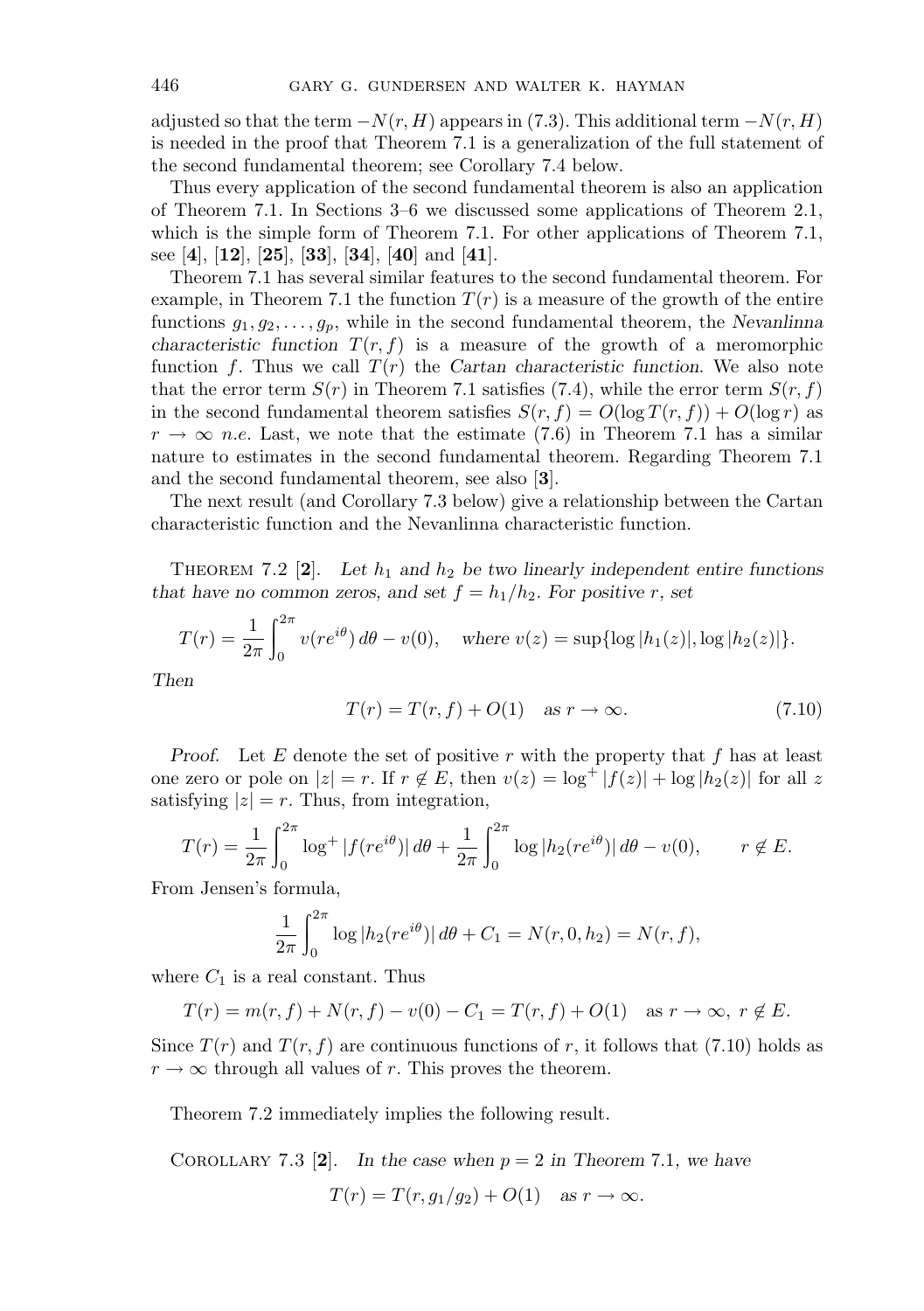adjusted so that the term $-N(r, H)$ appears in (7.3). This additional term $-N(r, H)$ is needed in the proof that Theorem 7.1 is a generalization of the full statement of the second fundamental theorem; see Corollary 7.4 below.

Thus every application of the second fundamental theorem is also an application of Theorem 7.1. In Sections 3–6 we discussed some applications of Theorem 2.1, which is the simple form of Theorem 7.1. For other applications of Theorem 7.1, see [**4**], [**12**], [**25**], [**33**], [**34**], [**40**] and [**41**].

Theorem 7.1 has several similar features to the second fundamental theorem. For example, in Theorem 7.1 the function $T(r)$ is a measure of the growth of the entire functions $g_1, g_2, \ldots, g_p$, while in the second fundamental theorem, the *Nevanlinna characteristic function* $T(r, f)$ is a measure of the growth of a meromorphic function $f$. Thus we call $T(r)$ the *Cartan characteristic function*. We also note that the error term $S(r)$ in Theorem 7.1 satisfies (7.4), while the error term $S(r, f)$ in the second fundamental theorem satisfies $S(r, f) = O(\log T(r, f)) + O(\log r)$ as $r \to \infty$ *n.e.* Last, we note that the estimate (7.6) in Theorem 7.1 has a similar nature to estimates in the second fundamental theorem. Regarding Theorem 7.1 and the second fundamental theorem, see also [**3**].

The next result (and Corollary 7.3 below) give a relationship between the Cartan characteristic function and the Nevanlinna characteristic function.

Theorem 7.2 [**2**]. *Let $h_1$ and $h_2$ be two linearly independent entire functions that have no common zeros, and set $f = h_1/h_2$. For positive $r$, set*

$$T(r) = \frac{1}{2\pi}\int_0^{2\pi} v(re^{i\theta})\, d\theta - v(0), \quad \text{where } v(z) = \sup\{\log|h_1(z)|, \log|h_2(z)|\}.$$

*Then*

$$T(r) = T(r, f) + O(1) \quad \text{as } r \to \infty. \tag{7.10}$$

*Proof.* Let $E$ denote the set of positive $r$ with the property that $f$ has at least one zero or pole on $|z| = r$. If $r \notin E$, then $v(z) = \log^+|f(z)| + \log|h_2(z)|$ for all $z$ satisfying $|z| = r$. Thus, from integration,

$$T(r) = \frac{1}{2\pi}\int_0^{2\pi} \log^+|f(re^{i\theta})|\, d\theta + \frac{1}{2\pi}\int_0^{2\pi} \log|h_2(re^{i\theta})|\, d\theta - v(0), \qquad r \notin E.$$

From Jensen's formula,

$$\frac{1}{2\pi}\int_0^{2\pi} \log|h_2(re^{i\theta})|\, d\theta + C_1 = N(r, 0, h_2) = N(r, f),$$

where $C_1$ is a real constant. Thus

$$T(r) = m(r, f) + N(r, f) - v(0) - C_1 = T(r, f) + O(1) \quad \text{as } r \to \infty,\ r \notin E.$$

Since $T(r)$ and $T(r, f)$ are continuous functions of $r$, it follows that (7.10) holds as $r \to \infty$ through all values of $r$. This proves the theorem.

Theorem 7.2 immediately implies the following result.

Corollary 7.3 [**2**]. *In the case when $p = 2$ in Theorem 7.1, we have*

$$T(r) = T(r, g_1/g_2) + O(1) \quad \text{as } r \to \infty.$$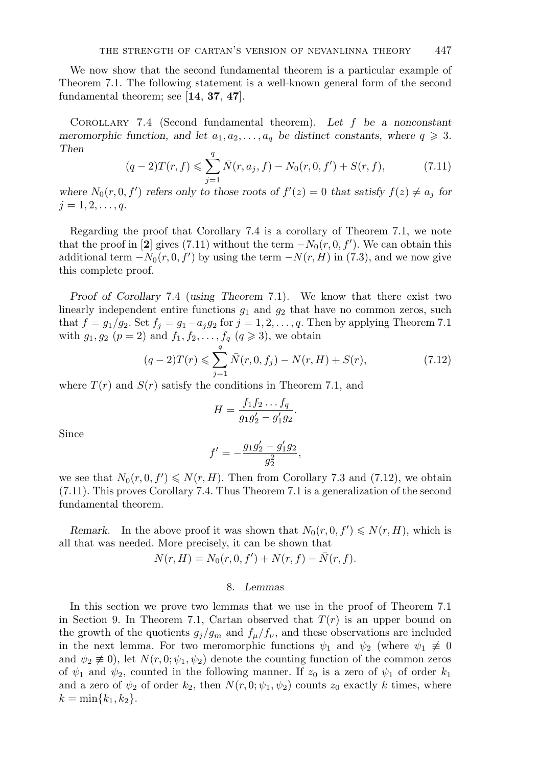We now show that the second fundamental theorem is a particular example of Theorem 7.1. The following statement is a well-known general form of the second fundamental theorem; see [**14**, **37**, **47**].

Corollary 7.4 (Second fundamental theorem). *Let $f$ be a nonconstant meromorphic function, and let $a_1, a_2, \ldots, a_q$ be distinct constants, where $q \geqslant 3$. Then*

$$(q-2)T(r,f) \leqslant \sum_{j=1}^{q} \bar{N}(r,a_j,f) - N_0(r,0,f') + S(r,f), \tag{7.11}$$

*where $N_0(r,0,f')$ refers only to those roots of $f'(z)=0$ that satisfy $f(z) \neq a_j$ for $j = 1,2,\ldots,q$.*

Regarding the proof that Corollary 7.4 is a corollary of Theorem 7.1, we note that the proof in [**2**] gives (7.11) without the term $-N_0(r,0,f')$. We can obtain this additional term $-N_0(r,0,f')$ by using the term $-N(r,H)$ in (7.3), and we now give this complete proof.

*Proof of Corollary* 7.4 (*using Theorem* 7.1). We know that there exist two linearly independent entire functions $g_1$ and $g_2$ that have no common zeros, such that $f = g_1/g_2$. Set $f_j = g_1 - a_j g_2$ for $j = 1,2,\ldots,q$. Then by applying Theorem 7.1 with $g_1, g_2$ ($p=2$) and $f_1, f_2, \ldots, f_q$ ($q \geqslant 3$), we obtain

$$(q-2)T(r) \leqslant \sum_{j=1}^{q} \bar{N}(r,0,f_j) - N(r,H) + S(r), \tag{7.12}$$

where $T(r)$ and $S(r)$ satisfy the conditions in Theorem 7.1, and

$$H = \frac{f_1 f_2 \ldots f_q}{g_1 g_2' - g_1' g_2}.$$

Since

$$f' = -\frac{g_1 g_2' - g_1' g_2}{g_2^2},$$

we see that $N_0(r,0,f') \leqslant N(r,H)$. Then from Corollary 7.3 and (7.12), we obtain (7.11). This proves Corollary 7.4. Thus Theorem 7.1 is a generalization of the second fundamental theorem.

*Remark.* In the above proof it was shown that $N_0(r,0,f') \leqslant N(r,H)$, which is all that was needed. More precisely, it can be shown that

$$N(r,H) = N_0(r,0,f') + N(r,f) - \bar{N}(r,f).$$

## 8. *Lemmas*

In this section we prove two lemmas that we use in the proof of Theorem 7.1 in Section 9. In Theorem 7.1, Cartan observed that $T(r)$ is an upper bound on the growth of the quotients $g_j/g_m$ and $f_\mu/f_\nu$, and these observations are included in the next lemma. For two meromorphic functions $\psi_1$ and $\psi_2$ (where $\psi_1 \not\equiv 0$ and $\psi_2 \not\equiv 0$), let $N(r,0;\psi_1,\psi_2)$ denote the counting function of the common zeros of $\psi_1$ and $\psi_2$, counted in the following manner. If $z_0$ is a zero of $\psi_1$ of order $k_1$ and a zero of $\psi_2$ of order $k_2$, then $N(r,0;\psi_1,\psi_2)$ counts $z_0$ exactly $k$ times, where $k = \min\{k_1,k_2\}$.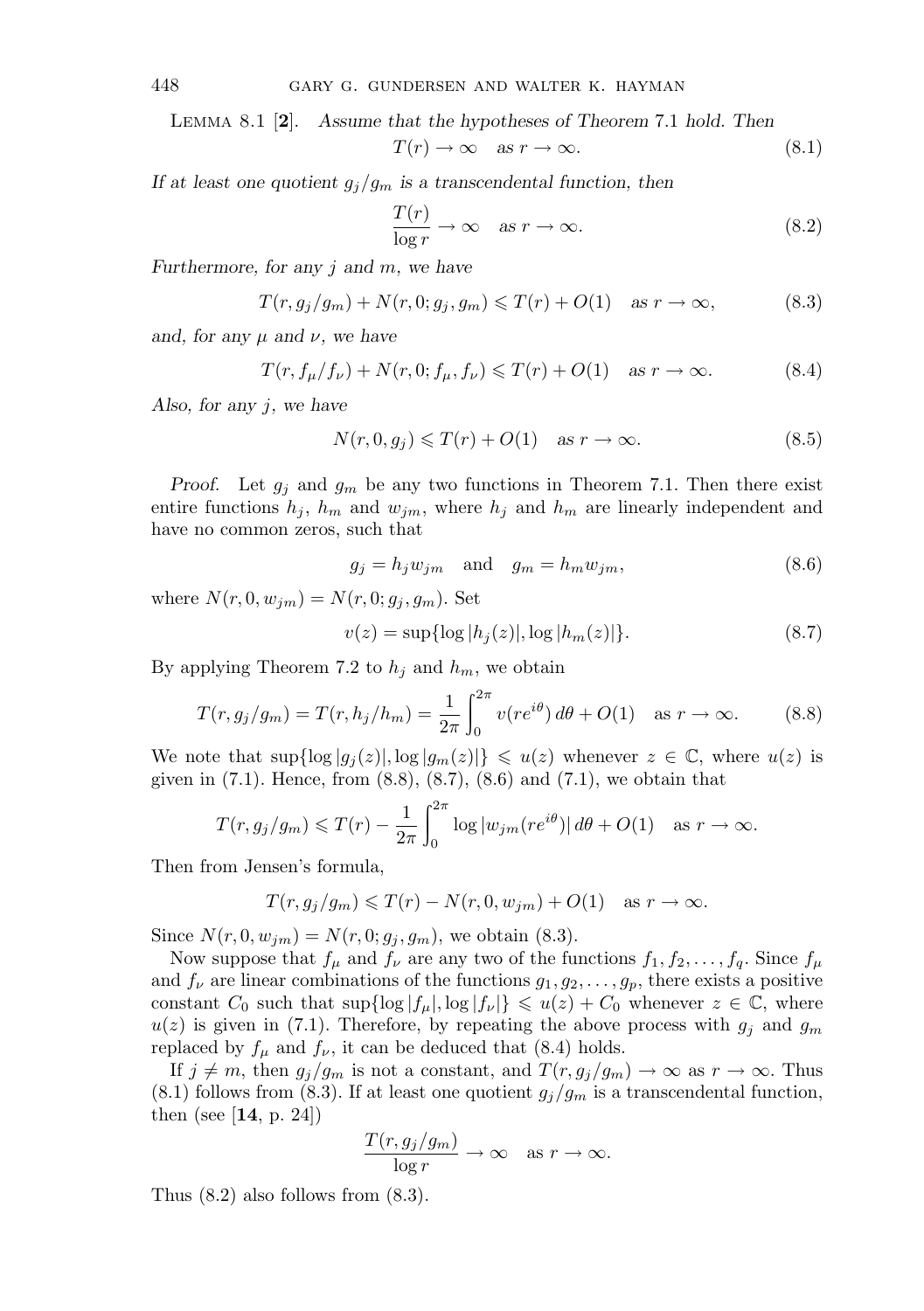Lemma 8.1 [**2**]. *Assume that the hypotheses of Theorem* 7.1 *hold. Then*

$$T(r) \to \infty \quad \text{as } r \to \infty. \tag{8.1}$$

*If at least one quotient* $g_j/g_m$ *is a transcendental function, then*

$$\frac{T(r)}{\log r} \to \infty \quad \text{as } r \to \infty. \tag{8.2}$$

*Furthermore, for any* $j$ *and* $m$*, we have*

$$T(r, g_j/g_m) + N(r, 0; g_j, g_m) \leqslant T(r) + O(1) \quad \text{as } r \to \infty, \tag{8.3}$$

*and, for any* $\mu$ *and* $\nu$*, we have*

$$T(r, f_\mu/f_\nu) + N(r, 0; f_\mu, f_\nu) \leqslant T(r) + O(1) \quad \text{as } r \to \infty. \tag{8.4}$$

*Also, for any* $j$*, we have*

$$N(r, 0, g_j) \leqslant T(r) + O(1) \quad \text{as } r \to \infty. \tag{8.5}$$

*Proof.* Let $g_j$ and $g_m$ be any two functions in Theorem 7.1. Then there exist entire functions $h_j$, $h_m$ and $w_{jm}$, where $h_j$ and $h_m$ are linearly independent and have no common zeros, such that

$$g_j = h_j w_{jm} \quad \text{and} \quad g_m = h_m w_{jm}, \tag{8.6}$$

where $N(r, 0, w_{jm}) = N(r, 0; g_j, g_m)$. Set

$$v(z) = \sup\{\log |h_j(z)|, \log |h_m(z)|\}. \tag{8.7}$$

By applying Theorem 7.2 to $h_j$ and $h_m$, we obtain

$$T(r, g_j/g_m) = T(r, h_j/h_m) = \frac{1}{2\pi}\int_0^{2\pi} v(re^{i\theta})\, d\theta + O(1) \quad \text{as } r \to \infty. \tag{8.8}$$

We note that $\sup\{\log |g_j(z)|, \log |g_m(z)|\} \leqslant u(z)$ whenever $z \in \mathbb{C}$, where $u(z)$ is given in (7.1). Hence, from (8.8), (8.7), (8.6) and (7.1), we obtain that

$$T(r, g_j/g_m) \leqslant T(r) - \frac{1}{2\pi}\int_0^{2\pi} \log |w_{jm}(re^{i\theta})|\, d\theta + O(1) \quad \text{as } r \to \infty.$$

Then from Jensen's formula,

$$T(r, g_j/g_m) \leqslant T(r) - N(r, 0, w_{jm}) + O(1) \quad \text{as } r \to \infty.$$

Since $N(r, 0, w_{jm}) = N(r, 0; g_j, g_m)$, we obtain (8.3).

Now suppose that $f_\mu$ and $f_\nu$ are any two of the functions $f_1, f_2, \ldots, f_q$. Since $f_\mu$ and $f_\nu$ are linear combinations of the functions $g_1, g_2, \ldots, g_p$, there exists a positive constant $C_0$ such that $\sup\{\log |f_\mu|, \log |f_\nu|\} \leqslant u(z) + C_0$ whenever $z \in \mathbb{C}$, where $u(z)$ is given in (7.1). Therefore, by repeating the above process with $g_j$ and $g_m$ replaced by $f_\mu$ and $f_\nu$, it can be deduced that (8.4) holds.

If $j \neq m$, then $g_j/g_m$ is not a constant, and $T(r, g_j/g_m) \to \infty$ as $r \to \infty$. Thus (8.1) follows from (8.3). If at least one quotient $g_j/g_m$ is a transcendental function, then (see [**14**, p. 24])

$$\frac{T(r, g_j/g_m)}{\log r} \to \infty \quad \text{as } r \to \infty.$$

Thus (8.2) also follows from (8.3).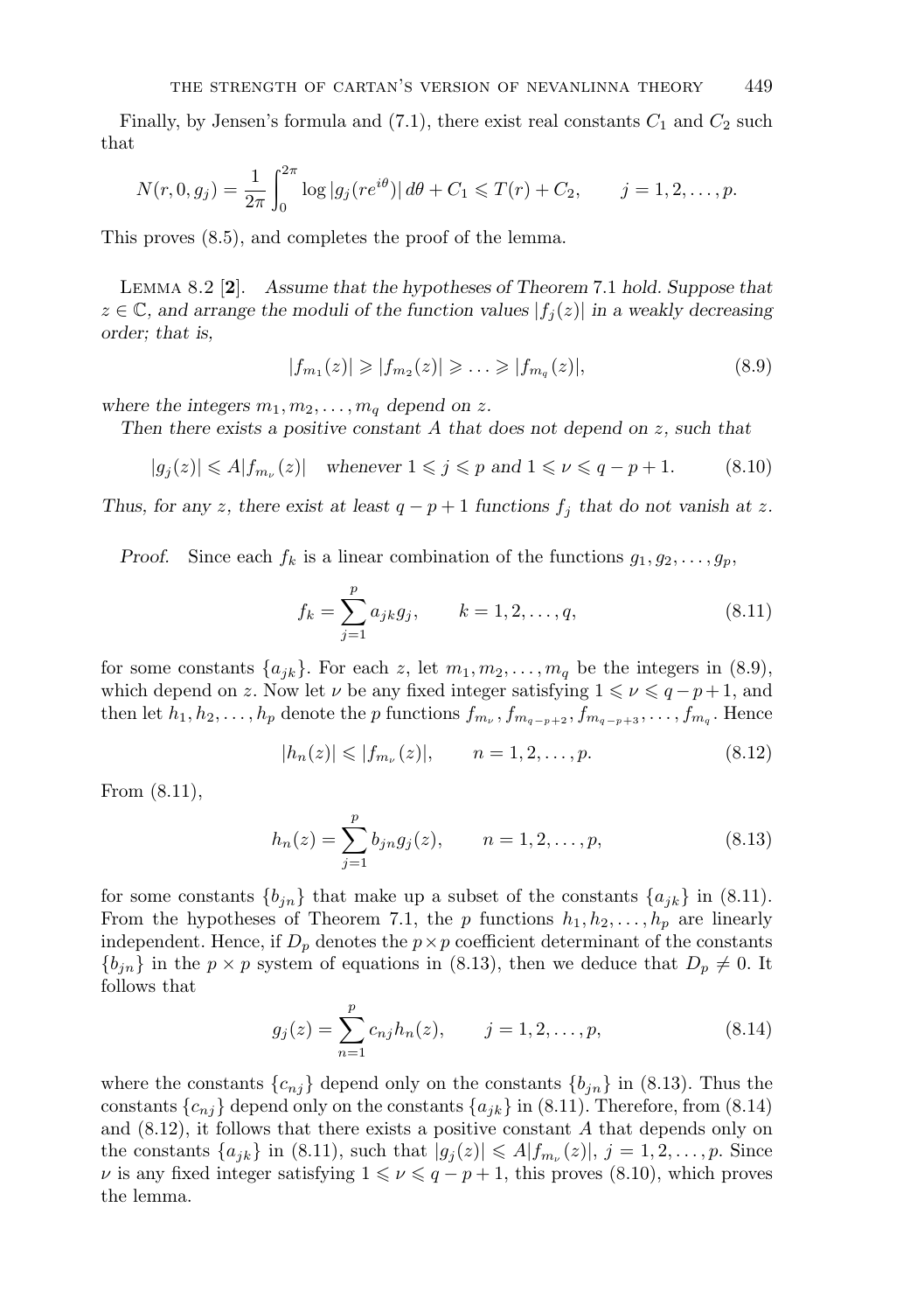Finally, by Jensen's formula and (7.1), there exist real constants $C_1$ and $C_2$ such that

$$N(r, 0, g_j) = \frac{1}{2\pi}\int_0^{2\pi} \log|g_j(re^{i\theta})|\, d\theta + C_1 \leqslant T(r) + C_2, \qquad j = 1, 2, \ldots, p.$$

This proves (8.5), and completes the proof of the lemma.

Lemma 8.2 [**2**]. *Assume that the hypotheses of Theorem 7.1 hold. Suppose that $z \in \mathbb{C}$, and arrange the moduli of the function values $|f_j(z)|$ in a weakly decreasing order; that is,*

$$|f_{m_1}(z)| \geqslant |f_{m_2}(z)| \geqslant \ldots \geqslant |f_{m_q}(z)|, \tag{8.9}$$

*where the integers $m_1, m_2, \ldots, m_q$ depend on $z$.*

*Then there exists a positive constant $A$ that does not depend on $z$, such that*

$$|g_j(z)| \leqslant A|f_{m_\nu}(z)| \quad \text{whenever } 1 \leqslant j \leqslant p \text{ and } 1 \leqslant \nu \leqslant q - p + 1. \tag{8.10}$$

*Thus, for any $z$, there exist at least $q - p + 1$ functions $f_j$ that do not vanish at $z$.*

*Proof.* Since each $f_k$ is a linear combination of the functions $g_1, g_2, \ldots, g_p$,

$$f_k = \sum_{j=1}^{p} a_{jk} g_j, \qquad k = 1, 2, \ldots, q, \tag{8.11}$$

for some constants $\{a_{jk}\}$. For each $z$, let $m_1, m_2, \ldots, m_q$ be the integers in (8.9), which depend on $z$. Now let $\nu$ be any fixed integer satisfying $1 \leqslant \nu \leqslant q - p + 1$, and then let $h_1, h_2, \ldots, h_p$ denote the $p$ functions $f_{m_\nu}, f_{m_{q-p+2}}, f_{m_{q-p+3}}, \ldots, f_{m_q}$. Hence

$$|h_n(z)| \leqslant |f_{m_\nu}(z)|, \qquad n = 1, 2, \ldots, p. \tag{8.12}$$

From (8.11),

$$h_n(z) = \sum_{j=1}^{p} b_{jn} g_j(z), \qquad n = 1, 2, \ldots, p, \tag{8.13}$$

for some constants $\{b_{jn}\}$ that make up a subset of the constants $\{a_{jk}\}$ in (8.11). From the hypotheses of Theorem 7.1, the $p$ functions $h_1, h_2, \ldots, h_p$ are linearly independent. Hence, if $D_p$ denotes the $p \times p$ coefficient determinant of the constants $\{b_{jn}\}$ in the $p \times p$ system of equations in (8.13), then we deduce that $D_p \neq 0$. It follows that

$$g_j(z) = \sum_{n=1}^{p} c_{nj} h_n(z), \qquad j = 1, 2, \ldots, p, \tag{8.14}$$

where the constants $\{c_{nj}\}$ depend only on the constants $\{b_{jn}\}$ in (8.13). Thus the constants $\{c_{nj}\}$ depend only on the constants $\{a_{jk}\}$ in (8.11). Therefore, from (8.14) and (8.12), it follows that there exists a positive constant $A$ that depends only on the constants $\{a_{jk}\}$ in (8.11), such that $|g_j(z)| \leqslant A|f_{m_\nu}(z)|$, $j = 1, 2, \ldots, p$. Since $\nu$ is any fixed integer satisfying $1 \leqslant \nu \leqslant q - p + 1$, this proves (8.10), which proves the lemma.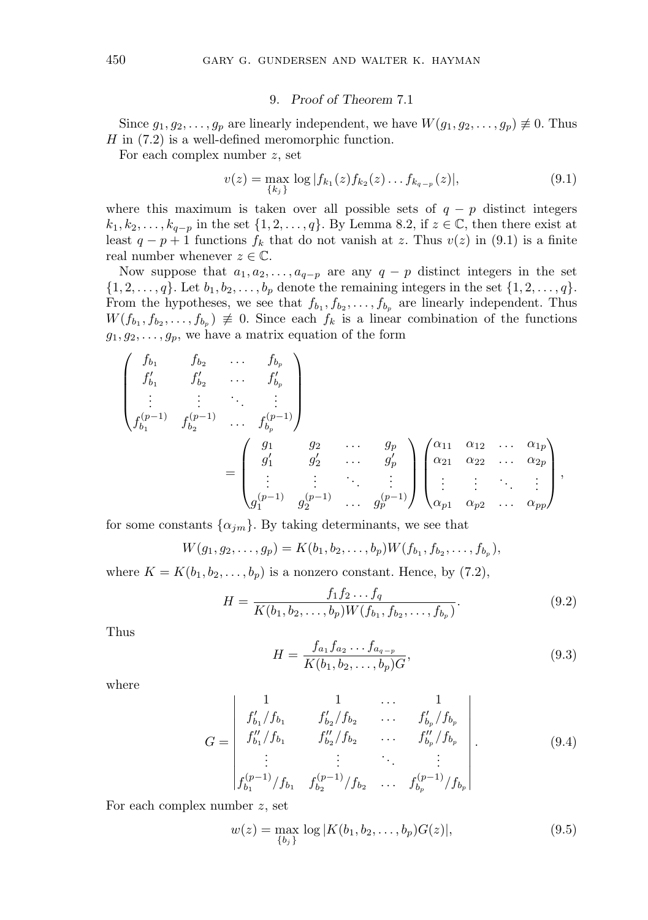## 9. *Proof of Theorem* 7.1

Since $g_1, g_2, \ldots, g_p$ are linearly independent, we have $W(g_1, g_2, \ldots, g_p) \not\equiv 0$. Thus $H$ in (7.2) is a well-defined meromorphic function.

For each complex number $z$, set

$$v(z) = \max_{\{k_j\}} \log |f_{k_1}(z) f_{k_2}(z) \ldots f_{k_{q-p}}(z)|, \tag{9.1}$$

where this maximum is taken over all possible sets of $q - p$ distinct integers $k_1, k_2, \ldots, k_{q-p}$ in the set $\{1, 2, \ldots, q\}$. By Lemma 8.2, if $z \in \mathbb{C}$, then there exist at least $q - p + 1$ functions $f_k$ that do not vanish at $z$. Thus $v(z)$ in (9.1) is a finite real number whenever $z \in \mathbb{C}$.

Now suppose that $a_1, a_2, \ldots, a_{q-p}$ are any $q - p$ distinct integers in the set $\{1, 2, \ldots, q\}$. Let $b_1, b_2, \ldots, b_p$ denote the remaining integers in the set $\{1, 2, \ldots, q\}$. From the hypotheses, we see that $f_{b_1}, f_{b_2}, \ldots, f_{b_p}$ are linearly independent. Thus $W(f_{b_1}, f_{b_2}, \ldots, f_{b_p}) \not\equiv 0$. Since each $f_k$ is a linear combination of the functions $g_1, g_2, \ldots, g_p$, we have a matrix equation of the form

$$\begin{pmatrix} f_{b_1} & f_{b_2} & \ldots & f_{b_p} \\ f'_{b_1} & f'_{b_2} & \ldots & f'_{b_p} \\ \vdots & \vdots & \ddots & \vdots \\ f^{(p-1)}_{b_1} & f^{(p-1)}_{b_2} & \ldots & f^{(p-1)}_{b_p} \end{pmatrix} = \begin{pmatrix} g_1 & g_2 & \ldots & g_p \\ g'_1 & g'_2 & \ldots & g'_p \\ \vdots & \vdots & \ddots & \vdots \\ g^{(p-1)}_1 & g^{(p-1)}_2 & \ldots & g^{(p-1)}_p \end{pmatrix} \begin{pmatrix} \alpha_{11} & \alpha_{12} & \ldots & \alpha_{1p} \\ \alpha_{21} & \alpha_{22} & \ldots & \alpha_{2p} \\ \vdots & \vdots & \ddots & \vdots \\ \alpha_{p1} & \alpha_{p2} & \ldots & \alpha_{pp} \end{pmatrix},$$

for some constants $\{\alpha_{jm}\}$. By taking determinants, we see that

$$W(g_1, g_2, \ldots, g_p) = K(b_1, b_2, \ldots, b_p) W(f_{b_1}, f_{b_2}, \ldots, f_{b_p}),$$

where $K = K(b_1, b_2, \ldots, b_p)$ is a nonzero constant. Hence, by (7.2),

$$H = \frac{f_1 f_2 \ldots f_q}{K(b_1, b_2, \ldots, b_p) W(f_{b_1}, f_{b_2}, \ldots, f_{b_p})}. \tag{9.2}$$

Thus

$$H = \frac{f_{a_1} f_{a_2} \ldots f_{a_{q-p}}}{K(b_1, b_2, \ldots, b_p) G}, \tag{9.3}$$

where

$$G = \begin{vmatrix} 1 & 1 & \ldots & 1 \\ f'_{b_1}/f_{b_1} & f'_{b_2}/f_{b_2} & \ldots & f'_{b_p}/f_{b_p} \\ f''_{b_1}/f_{b_1} & f''_{b_2}/f_{b_2} & \ldots & f''_{b_p}/f_{b_p} \\ \vdots & \vdots & \ddots & \vdots \\ f^{(p-1)}_{b_1}/f_{b_1} & f^{(p-1)}_{b_2}/f_{b_2} & \ldots & f^{(p-1)}_{b_p}/f_{b_p} \end{vmatrix}. \tag{9.4}$$

For each complex number $z$, set

$$w(z) = \max_{\{b_j\}} \log |K(b_1, b_2, \ldots, b_p) G(z)|, \tag{9.5}$$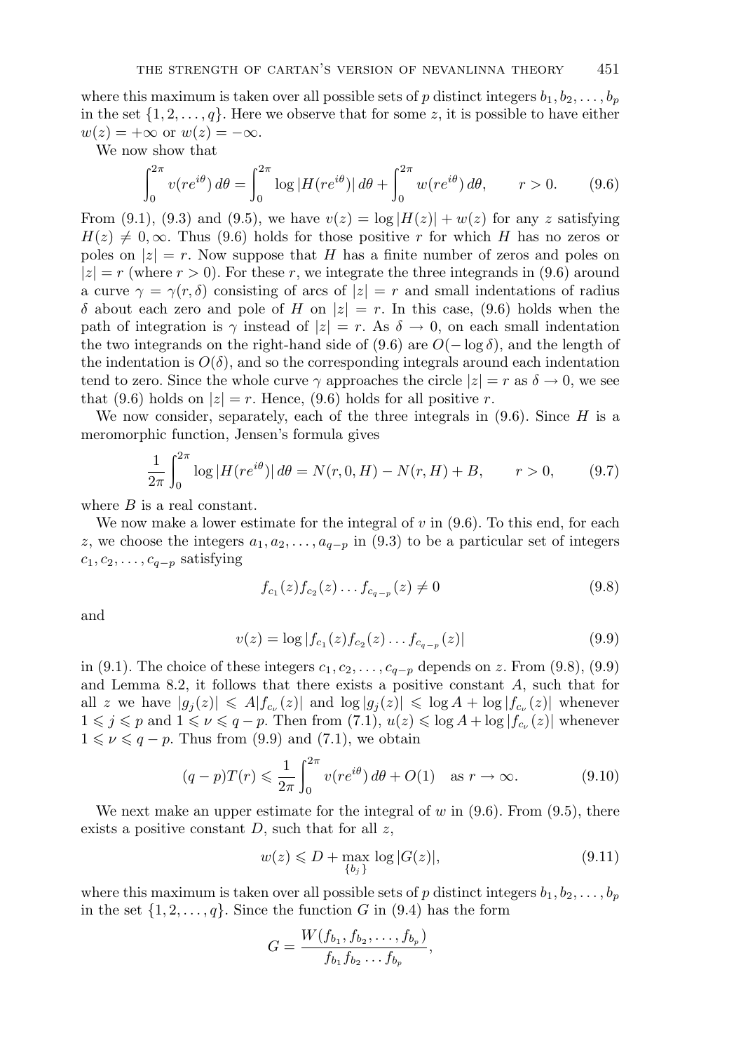where this maximum is taken over all possible sets of $p$ distinct integers $b_1, b_2, \ldots, b_p$ in the set $\{1, 2, \ldots, q\}$. Here we observe that for some $z$, it is possible to have either $w(z) = +\infty$ or $w(z) = -\infty$.

We now show that

$$\int_0^{2\pi} v(re^{i\theta})\, d\theta = \int_0^{2\pi} \log |H(re^{i\theta})|\, d\theta + \int_0^{2\pi} w(re^{i\theta})\, d\theta, \qquad r > 0. \tag{9.6}$$

From (9.1), (9.3) and (9.5), we have $v(z) = \log |H(z)| + w(z)$ for any $z$ satisfying $H(z) \neq 0, \infty$. Thus (9.6) holds for those positive $r$ for which $H$ has no zeros or poles on $|z| = r$. Now suppose that $H$ has a finite number of zeros and poles on $|z| = r$ (where $r > 0$). For these $r$, we integrate the three integrands in (9.6) around a curve $\gamma = \gamma(r, \delta)$ consisting of arcs of $|z| = r$ and small indentations of radius $\delta$ about each zero and pole of $H$ on $|z| = r$. In this case, (9.6) holds when the path of integration is $\gamma$ instead of $|z| = r$. As $\delta \to 0$, on each small indentation the two integrands on the right-hand side of (9.6) are $O(-\log \delta)$, and the length of the indentation is $O(\delta)$, and so the corresponding integrals around each indentation tend to zero. Since the whole curve $\gamma$ approaches the circle $|z| = r$ as $\delta \to 0$, we see that (9.6) holds on $|z| = r$. Hence, (9.6) holds for all positive $r$.

We now consider, separately, each of the three integrals in (9.6). Since $H$ is a meromorphic function, Jensen's formula gives

$$\frac{1}{2\pi} \int_0^{2\pi} \log |H(re^{i\theta})|\, d\theta = N(r, 0, H) - N(r, H) + B, \qquad r > 0, \tag{9.7}$$

where $B$ is a real constant.

We now make a lower estimate for the integral of $v$ in (9.6). To this end, for each $z$, we choose the integers $a_1, a_2, \ldots, a_{q-p}$ in (9.3) to be a particular set of integers $c_1, c_2, \ldots, c_{q-p}$ satisfying

$$f_{c_1}(z) f_{c_2}(z) \ldots f_{c_{q-p}}(z) \neq 0 \tag{9.8}$$

and

$$v(z) = \log |f_{c_1}(z) f_{c_2}(z) \ldots f_{c_{q-p}}(z)| \tag{9.9}$$

in (9.1). The choice of these integers $c_1, c_2, \ldots, c_{q-p}$ depends on $z$. From (9.8), (9.9) and Lemma 8.2, it follows that there exists a positive constant $A$, such that for all $z$ we have $|g_j(z)| \leqslant A|f_{c_\nu}(z)|$ and $\log |g_j(z)| \leqslant \log A + \log |f_{c_\nu}(z)|$ whenever $1 \leqslant j \leqslant p$ and $1 \leqslant \nu \leqslant q - p$. Then from (7.1), $u(z) \leqslant \log A + \log |f_{c_\nu}(z)|$ whenever $1 \leqslant \nu \leqslant q - p$. Thus from (9.9) and (7.1), we obtain

$$(q - p)T(r) \leqslant \frac{1}{2\pi} \int_0^{2\pi} v(re^{i\theta})\, d\theta + O(1) \quad \text{as } r \to \infty. \tag{9.10}$$

We next make an upper estimate for the integral of $w$ in (9.6). From (9.5), there exists a positive constant $D$, such that for all $z$,

$$w(z) \leqslant D + \max_{\{b_j\}} \log |G(z)|, \tag{9.11}$$

where this maximum is taken over all possible sets of $p$ distinct integers $b_1, b_2, \ldots, b_p$ in the set $\{1, 2, \ldots, q\}$. Since the function $G$ in (9.4) has the form

$$G = \frac{W(f_{b_1}, f_{b_2}, \ldots, f_{b_p})}{f_{b_1} f_{b_2} \ldots f_{b_p}},$$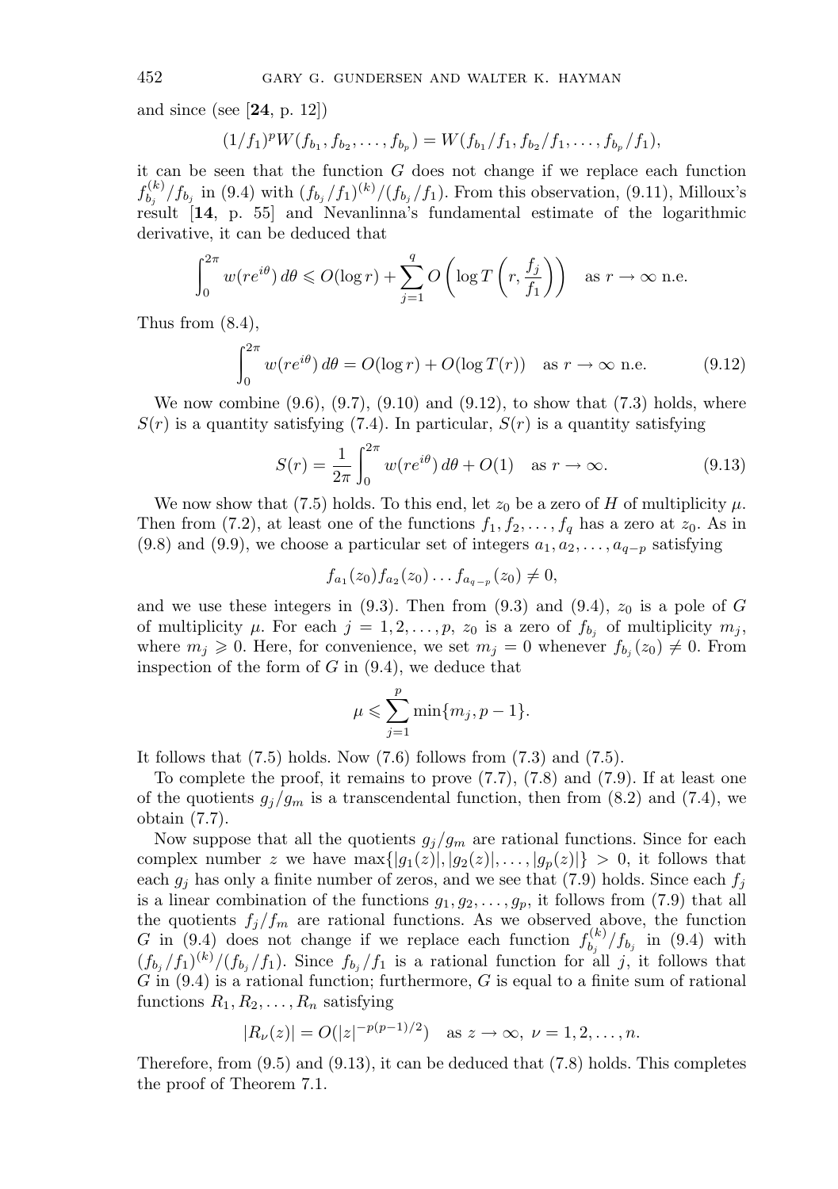and since (see [**24**, p. 12])

$$(1/f_1)^p W(f_{b_1}, f_{b_2}, \dots, f_{b_p}) = W(f_{b_1}/f_1, f_{b_2}/f_1, \dots, f_{b_p}/f_1),$$

it can be seen that the function $G$ does not change if we replace each function $f_{b_j}^{(k)}/f_{b_j}$ in (9.4) with $(f_{b_j}/f_1)^{(k)}/(f_{b_j}/f_1)$. From this observation, (9.11), Milloux's result [**14**, p. 55] and Nevanlinna's fundamental estimate of the logarithmic derivative, it can be deduced that

$$\int_0^{2\pi} w(re^{i\theta})\, d\theta \leqslant O(\log r) + \sum_{j=1}^{q} O\left(\log T\left(r, \frac{f_j}{f_1}\right)\right) \quad \text{as } r \to \infty \text{ n.e.}$$

Thus from (8.4),

$$\int_0^{2\pi} w(re^{i\theta})\, d\theta = O(\log r) + O(\log T(r)) \quad \text{as } r \to \infty \text{ n.e.} \tag{9.12}$$

We now combine (9.6), (9.7), (9.10) and (9.12), to show that (7.3) holds, where $S(r)$ is a quantity satisfying (7.4). In particular, $S(r)$ is a quantity satisfying

$$S(r) = \frac{1}{2\pi} \int_0^{2\pi} w(re^{i\theta})\, d\theta + O(1) \quad \text{as } r \to \infty. \tag{9.13}$$

We now show that (7.5) holds. To this end, let $z_0$ be a zero of $H$ of multiplicity $\mu$. Then from (7.2), at least one of the functions $f_1, f_2, \dots, f_q$ has a zero at $z_0$. As in (9.8) and (9.9), we choose a particular set of integers $a_1, a_2, \dots, a_{q-p}$ satisfying

$$f_{a_1}(z_0) f_{a_2}(z_0) \dots f_{a_{q-p}}(z_0) \neq 0,$$

and we use these integers in (9.3). Then from (9.3) and (9.4), $z_0$ is a pole of $G$ of multiplicity $\mu$. For each $j = 1, 2, \dots, p$, $z_0$ is a zero of $f_{b_j}$ of multiplicity $m_j$, where $m_j \geqslant 0$. Here, for convenience, we set $m_j = 0$ whenever $f_{b_j}(z_0) \neq 0$. From inspection of the form of $G$ in (9.4), we deduce that

$$\mu \leqslant \sum_{j=1}^{p} \min\{m_j, p-1\}.$$

It follows that (7.5) holds. Now (7.6) follows from (7.3) and (7.5).

To complete the proof, it remains to prove (7.7), (7.8) and (7.9). If at least one of the quotients $g_j/g_m$ is a transcendental function, then from (8.2) and (7.4), we obtain (7.7).

Now suppose that all the quotients $g_j/g_m$ are rational functions. Since for each complex number $z$ we have $\max\{|g_1(z)|, |g_2(z)|, \dots, |g_p(z)|\} > 0$, it follows that each $g_j$ has only a finite number of zeros, and we see that (7.9) holds. Since each $f_j$ is a linear combination of the functions $g_1, g_2, \dots, g_p$, it follows from (7.9) that all the quotients $f_j/f_m$ are rational functions. As we observed above, the function $G$ in (9.4) does not change if we replace each function $f_{b_j}^{(k)}/f_{b_j}$ in (9.4) with $(f_{b_j}/f_1)^{(k)}/(f_{b_j}/f_1)$. Since $f_{b_j}/f_1$ is a rational function for all $j$, it follows that $G$ in (9.4) is a rational function; furthermore, $G$ is equal to a finite sum of rational functions $R_1, R_2, \dots, R_n$ satisfying

$$|R_\nu(z)| = O(|z|^{-p(p-1)/2}) \quad \text{as } z \to \infty,\ \nu = 1, 2, \dots, n.$$

Therefore, from (9.5) and (9.13), it can be deduced that (7.8) holds. This completes the proof of Theorem 7.1.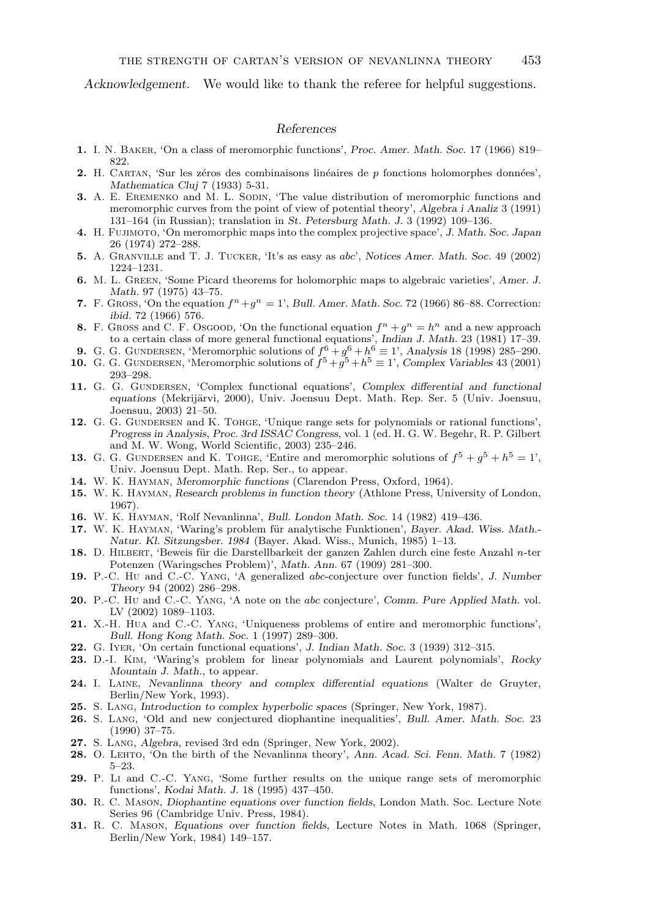*Acknowledgement.* We would like to thank the referee for helpful suggestions.

## References

1. I. N. Baker, 'On a class of meromorphic functions', *Proc. Amer. Math. Soc.* 17 (1966) 819–822.
2. H. Cartan, 'Sur les zéros des combinaisons linéaires de $p$ fonctions holomorphes données', *Mathematica Cluj* 7 (1933) 5-31.
3. A. E. Eremenko and M. L. Sodin, 'The value distribution of meromorphic functions and meromorphic curves from the point of view of potential theory', *Algebra i Analiz* 3 (1991) 131–164 (in Russian); translation in *St. Petersburg Math. J.* 3 (1992) 109–136.
4. H. Fujimoto, 'On meromorphic maps into the complex projective space', *J. Math. Soc. Japan* 26 (1974) 272–288.
5. A. Granville and T. J. Tucker, 'It's as easy as *abc*', *Notices Amer. Math. Soc.* 49 (2002) 1224–1231.
6. M. L. Green, 'Some Picard theorems for holomorphic maps to algebraic varieties', *Amer. J. Math.* 97 (1975) 43–75.
7. F. Gross, 'On the equation $f^n+g^n=1$', *Bull. Amer. Math. Soc.* 72 (1966) 86–88. Correction: *ibid.* 72 (1966) 576.
8. F. Gross and C. F. Osgood, 'On the functional equation $f^n+g^n=h^n$ and a new approach to a certain class of more general functional equations', *Indian J. Math.* 23 (1981) 17–39.
9. G. G. Gundersen, 'Meromorphic solutions of $f^6+g^6+h^6 \equiv 1$', *Analysis* 18 (1998) 285–290.
10. G. G. Gundersen, 'Meromorphic solutions of $f^5+g^5+h^5 \equiv 1$', *Complex Variables* 43 (2001) 293–298.
11. G. G. Gundersen, 'Complex functional equations', *Complex differential and functional equations* (Mekrijärvi, 2000), Univ. Joensuu Dept. Math. Rep. Ser. 5 (Univ. Joensuu, Joensuu, 2003) 21–50.
12. G. G. Gundersen and K. Tohge, 'Unique range sets for polynomials or rational functions', *Progress in Analysis, Proc. 3rd ISSAC Congress*, vol. 1 (ed. H. G. W. Begehr, R. P. Gilbert and M. W. Wong, World Scientific, 2003) 235–246.
13. G. G. Gundersen and K. Tohge, 'Entire and meromorphic solutions of $f^5+g^5+h^5=1$', Univ. Joensuu Dept. Math. Rep. Ser., to appear.
14. W. K. Hayman, *Meromorphic functions* (Clarendon Press, Oxford, 1964).
15. W. K. Hayman, *Research problems in function theory* (Athlone Press, University of London, 1967).
16. W. K. Hayman, 'Rolf Nevanlinna', *Bull. London Math. Soc.* 14 (1982) 419–436.
17. W. K. Hayman, 'Waring's problem für analytische Funktionen', *Bayer. Akad. Wiss. Math.-Natur. Kl. Sitzungsber. 1984* (Bayer. Akad. Wiss., Munich, 1985) 1–13.
18. D. Hilbert, 'Beweis für die Darstellbarkeit der ganzen Zahlen durch eine feste Anzahl $n$-ter Potenzen (Waringsches Problem)', *Math. Ann.* 67 (1909) 281–300.
19. P.-C. Hu and C.-C. Yang, 'A generalized *abc*-conjecture over function fields', *J. Number Theory* 94 (2002) 286–298.
20. P.-C. Hu and C.-C. Yang, 'A note on the *abc* conjecture', *Comm. Pure Applied Math.* vol. LV (2002) 1089–1103.
21. X.-H. Hua and C.-C. Yang, 'Uniqueness problems of entire and meromorphic functions', *Bull. Hong Kong Math. Soc.* 1 (1997) 289–300.
22. G. Iyer, 'On certain functional equations', *J. Indian Math. Soc.* 3 (1939) 312–315.
23. D.-I. Kim, 'Waring's problem for linear polynomials and Laurent polynomials', *Rocky Mountain J. Math.*, to appear.
24. I. Laine, *Nevanlinna theory and complex differential equations* (Walter de Gruyter, Berlin/New York, 1993).
25. S. Lang, *Introduction to complex hyperbolic spaces* (Springer, New York, 1987).
26. S. Lang, 'Old and new conjectured diophantine inequalities', *Bull. Amer. Math. Soc.* 23 (1990) 37–75.
27. S. Lang, *Algebra*, revised 3rd edn (Springer, New York, 2002).
28. O. Lehto, 'On the birth of the Nevanlinna theory', *Ann. Acad. Sci. Fenn. Math.* 7 (1982) 5–23.
29. P. Li and C.-C. Yang, 'Some further results on the unique range sets of meromorphic functions', *Kodai Math. J.* 18 (1995) 437–450.
30. R. C. Mason, *Diophantine equations over function fields*, London Math. Soc. Lecture Note Series 96 (Cambridge Univ. Press, 1984).
31. R. C. Mason, *Equations over function fields*, Lecture Notes in Math. 1068 (Springer, Berlin/New York, 1984) 149–157.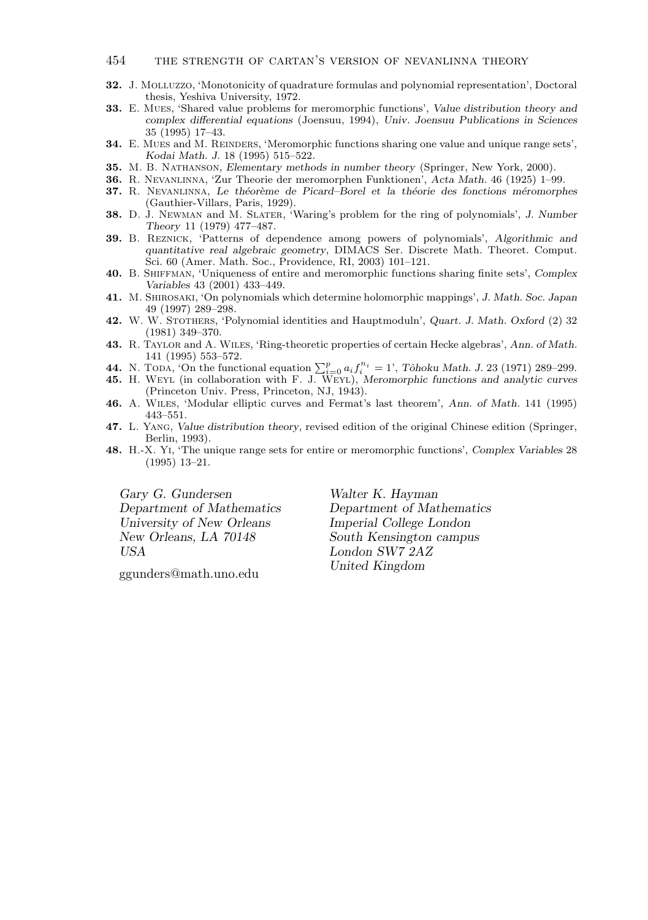**32.** J. Molluzzo, 'Monotonicity of quadrature formulas and polynomial representation', Doctoral thesis, Yeshiva University, 1972.

**33.** E. Mues, 'Shared value problems for meromorphic functions', *Value distribution theory and complex differential equations* (Joensuu, 1994), *Univ. Joensuu Publications in Sciences* 35 (1995) 17–43.

**34.** E. Mues and M. Reinders, 'Meromorphic functions sharing one value and unique range sets', *Kodai Math. J.* 18 (1995) 515–522.

**35.** M. B. Nathanson, *Elementary methods in number theory* (Springer, New York, 2000).

**36.** R. Nevanlinna, 'Zur Theorie der meromorphen Funktionen', *Acta Math.* 46 (1925) 1–99.

**37.** R. Nevanlinna, *Le théorème de Picard–Borel et la théorie des fonctions méromorphes* (Gauthier-Villars, Paris, 1929).

**38.** D. J. Newman and M. Slater, 'Waring's problem for the ring of polynomials', *J. Number Theory* 11 (1979) 477–487.

**39.** B. Reznick, 'Patterns of dependence among powers of polynomials', *Algorithmic and quantitative real algebraic geometry*, DIMACS Ser. Discrete Math. Theoret. Comput. Sci. 60 (Amer. Math. Soc., Providence, RI, 2003) 101–121.

**40.** B. Shiffman, 'Uniqueness of entire and meromorphic functions sharing finite sets', *Complex Variables* 43 (2001) 433–449.

**41.** M. Shirosaki, 'On polynomials which determine holomorphic mappings', *J. Math. Soc. Japan* 49 (1997) 289–298.

**42.** W. W. Stothers, 'Polynomial identities and Hauptmoduln', *Quart. J. Math. Oxford* (2) 32 (1981) 349–370.

**43.** R. Taylor and A. Wiles, 'Ring-theoretic properties of certain Hecke algebras', *Ann. of Math.* 141 (1995) 553–572.

**44.** N. Toda, 'On the functional equation $\sum_{i=0}^{p} a_i f_i^{n_i} = 1$', *Tôhoku Math. J.* 23 (1971) 289–299.

**45.** H. Weyl (in collaboration with F. J. Weyl), *Meromorphic functions and analytic curves* (Princeton Univ. Press, Princeton, NJ, 1943).

**46.** A. Wiles, 'Modular elliptic curves and Fermat's last theorem', *Ann. of Math.* 141 (1995) 443–551.

**47.** L. Yang, *Value distribution theory*, revised edition of the original Chinese edition (Springer, Berlin, 1993).

**48.** H.-X. Yi, 'The unique range sets for entire or meromorphic functions', *Complex Variables* 28 (1995) 13–21.

*Gary G. Gundersen*
*Department of Mathematics*
*University of New Orleans*
*New Orleans, LA 70148*
*USA*

ggunders@math.uno.edu

*Walter K. Hayman*
*Department of Mathematics*
*Imperial College London*
*South Kensington campus*
*London SW7 2AZ*
*United Kingdom*